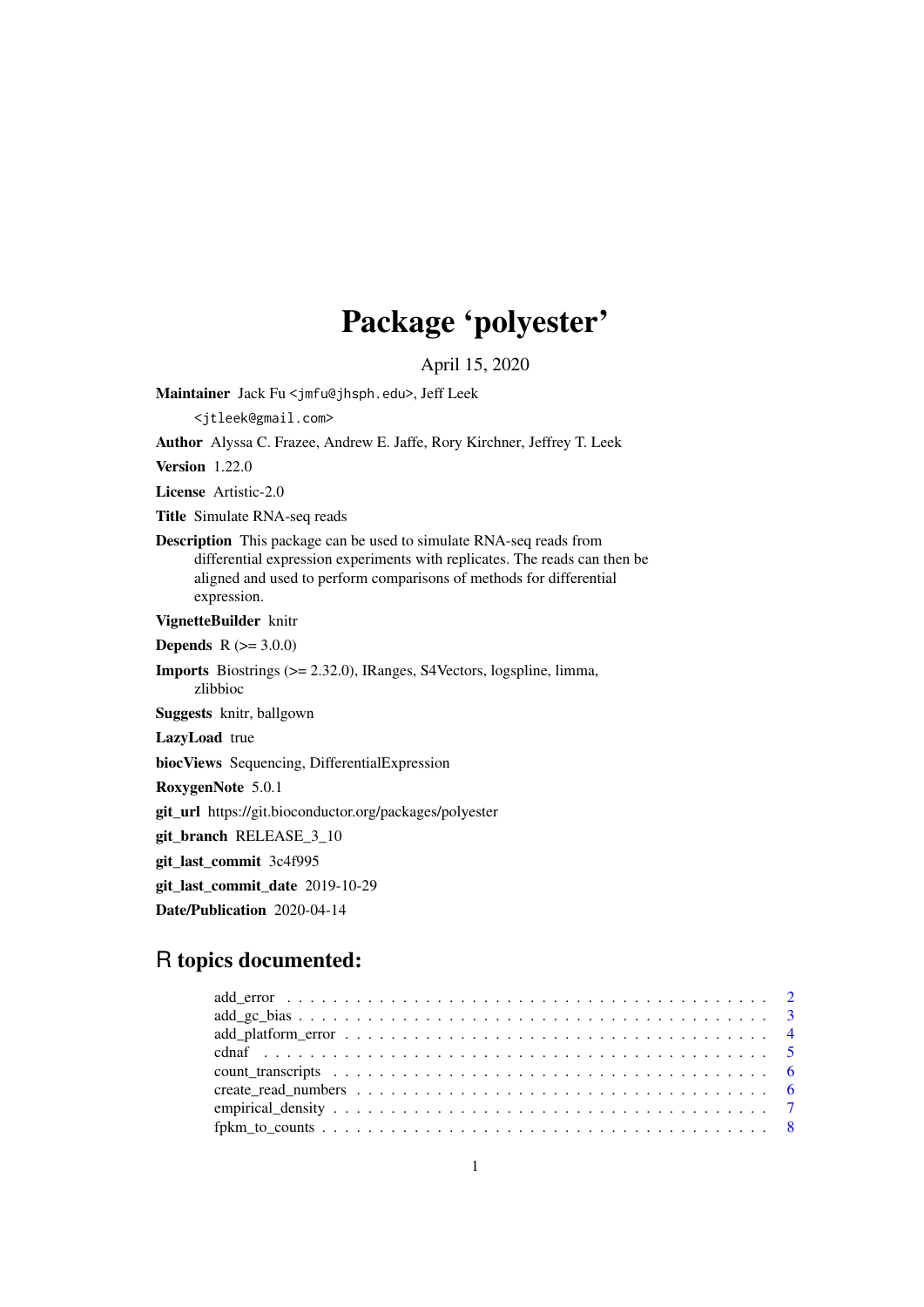# Package 'polyester'

April 15, 2020

**Maintainer** Jack Fu <jmfu@jhsph.edu>, Jeff Leek <jtleek@gmail.com>

**Author** Alyssa C. Frazee, Andrew E. Jaffe, Rory Kirchner, Jeffrey T. Leek

**Version** 1.22.0

**License** Artistic-2.0

**Title** Simulate RNA-seq reads

**Description** This package can be used to simulate RNA-seq reads from differential expression experiments with replicates. The reads can then be aligned and used to perform comparisons of methods for differential expression.

**VignetteBuilder** knitr

**Depends** R (>= 3.0.0)

**Imports** Biostrings (>= 2.32.0), IRanges, S4Vectors, logspline, limma, zlibbioc

**Suggests** knitr, ballgown

**LazyLoad** true

**biocViews** Sequencing, DifferentialExpression

**RoxygenNote** 5.0.1

**git_url** https://git.bioconductor.org/packages/polyester

**git_branch** RELEASE_3_10

**git_last_commit** 3c4f995

**git_last_commit_date** 2019-10-29

**Date/Publication** 2020-04-14

## R topics documented:

- add_error . . . . . . . . . . . . . . . . . . . . . . . . . . . . . . . . . . . . . . . . . 2
- add_gc_bias . . . . . . . . . . . . . . . . . . . . . . . . . . . . . . . . . . . . . . . . 3
- add_platform_error . . . . . . . . . . . . . . . . . . . . . . . . . . . . . . . . . . . . 4
- cdnaf . . . . . . . . . . . . . . . . . . . . . . . . . . . . . . . . . . . . . . . . . . . 5
- count_transcripts . . . . . . . . . . . . . . . . . . . . . . . . . . . . . . . . . . . . 6
- create_read_numbers . . . . . . . . . . . . . . . . . . . . . . . . . . . . . . . . . . 6
- empirical_density . . . . . . . . . . . . . . . . . . . . . . . . . . . . . . . . . . . . 7
- fpkm_to_counts . . . . . . . . . . . . . . . . . . . . . . . . . . . . . . . . . . . . . 8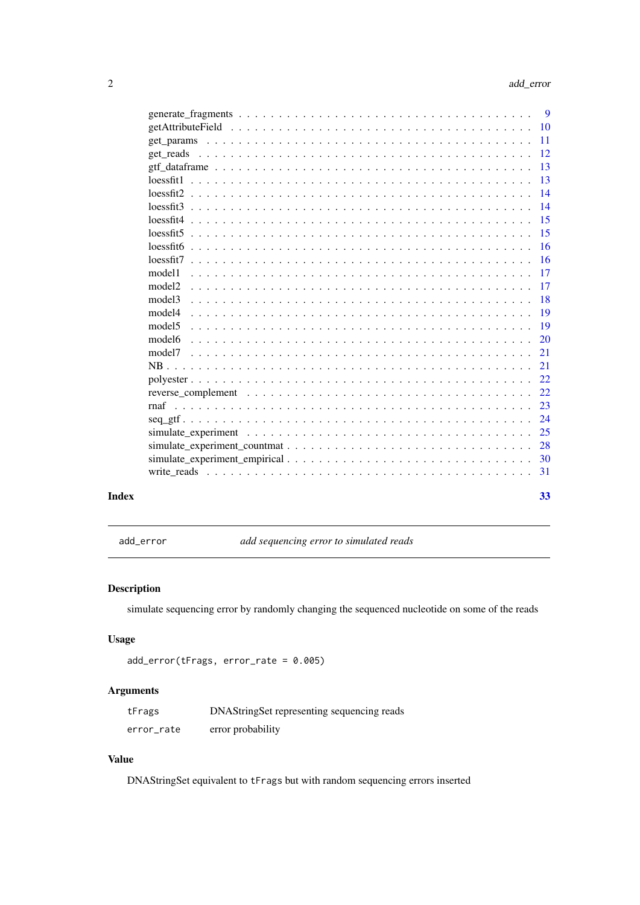generate_fragments . . . . . . . . . . . . . . . . . . . . . . . . . . . . . . . . . . . . 9
getAttributeField . . . . . . . . . . . . . . . . . . . . . . . . . . . . . . . . . . . . . 10
get_params . . . . . . . . . . . . . . . . . . . . . . . . . . . . . . . . . . . . . . . . 11
get_reads . . . . . . . . . . . . . . . . . . . . . . . . . . . . . . . . . . . . . . . . 12
gtf_dataframe . . . . . . . . . . . . . . . . . . . . . . . . . . . . . . . . . . . . . . 13
loessfit1 . . . . . . . . . . . . . . . . . . . . . . . . . . . . . . . . . . . . . . . . 13
loessfit2 . . . . . . . . . . . . . . . . . . . . . . . . . . . . . . . . . . . . . . . . 14
loessfit3 . . . . . . . . . . . . . . . . . . . . . . . . . . . . . . . . . . . . . . . . 14
loessfit4 . . . . . . . . . . . . . . . . . . . . . . . . . . . . . . . . . . . . . . . . 15
loessfit5 . . . . . . . . . . . . . . . . . . . . . . . . . . . . . . . . . . . . . . . . 15
loessfit6 . . . . . . . . . . . . . . . . . . . . . . . . . . . . . . . . . . . . . . . . 16
loessfit7 . . . . . . . . . . . . . . . . . . . . . . . . . . . . . . . . . . . . . . . . 16
model1 . . . . . . . . . . . . . . . . . . . . . . . . . . . . . . . . . . . . . . . . . 17
model2 . . . . . . . . . . . . . . . . . . . . . . . . . . . . . . . . . . . . . . . . . 17
model3 . . . . . . . . . . . . . . . . . . . . . . . . . . . . . . . . . . . . . . . . . 18
model4 . . . . . . . . . . . . . . . . . . . . . . . . . . . . . . . . . . . . . . . . . 19
model5 . . . . . . . . . . . . . . . . . . . . . . . . . . . . . . . . . . . . . . . . . 19
model6 . . . . . . . . . . . . . . . . . . . . . . . . . . . . . . . . . . . . . . . . . 20
model7 . . . . . . . . . . . . . . . . . . . . . . . . . . . . . . . . . . . . . . . . . 21
NB . . . . . . . . . . . . . . . . . . . . . . . . . . . . . . . . . . . . . . . . . . . 21
polyester . . . . . . . . . . . . . . . . . . . . . . . . . . . . . . . . . . . . . . . . 22
reverse_complement . . . . . . . . . . . . . . . . . . . . . . . . . . . . . . . . . . . 22
rnaf . . . . . . . . . . . . . . . . . . . . . . . . . . . . . . . . . . . . . . . . . . 23
seq_gtf . . . . . . . . . . . . . . . . . . . . . . . . . . . . . . . . . . . . . . . . . 24
simulate_experiment . . . . . . . . . . . . . . . . . . . . . . . . . . . . . . . . . . 25
simulate_experiment_countmat . . . . . . . . . . . . . . . . . . . . . . . . . . . . . 28
simulate_experiment_empirical . . . . . . . . . . . . . . . . . . . . . . . . . . . . 30
write_reads . . . . . . . . . . . . . . . . . . . . . . . . . . . . . . . . . . . . . . . 31

**Index** **33**

---

## add_error — *add sequencing error to simulated reads*

### Description

simulate sequencing error by randomly changing the sequenced nucleotide on some of the reads

### Usage

```
add_error(tFrags, error_rate = 0.005)
```

### Arguments

| | |
|---|---|
| `tFrags` | DNAStringSet representing sequencing reads |
| `error_rate` | error probability |

### Value

DNAStringSet equivalent to `tFrags` but with random sequencing errors inserted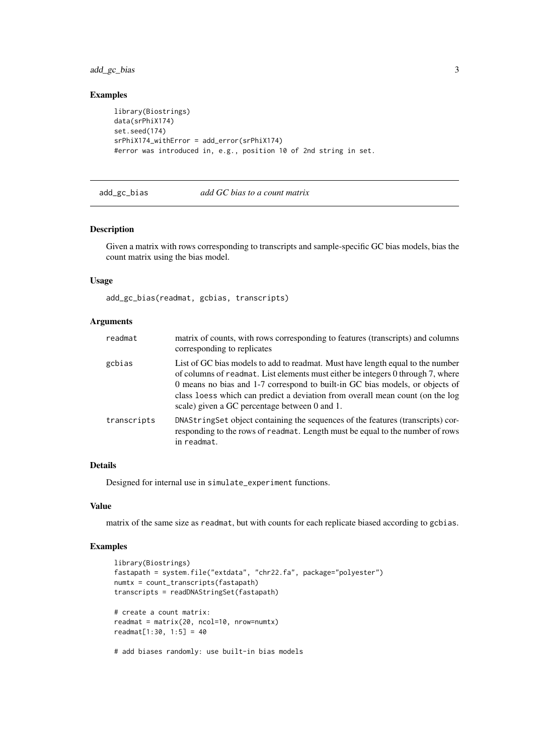## Examples

```
library(Biostrings)
data(srPhiX174)
set.seed(174)
srPhiX174_withError = add_error(srPhiX174)
#error was introduced in, e.g., position 10 of 2nd string in set.
```

---

# add_gc_bias *add GC bias to a count matrix*

## Description

Given a matrix with rows corresponding to transcripts and sample-specific GC bias models, bias the count matrix using the bias model.

## Usage

```
add_gc_bias(readmat, gcbias, transcripts)
```

## Arguments

| | |
|---|---|
| readmat | matrix of counts, with rows corresponding to features (transcripts) and columns corresponding to replicates |
| gcbias | List of GC bias models to add to readmat. Must have length equal to the number of columns of readmat. List elements must either be integers 0 through 7, where 0 means no bias and 1-7 correspond to built-in GC bias models, or objects of class loess which can predict a deviation from overall mean count (on the log scale) given a GC percentage between 0 and 1. |
| transcripts | DNAStringSet object containing the sequences of the features (transcripts) corresponding to the rows of readmat. Length must be equal to the number of rows in readmat. |

## Details

Designed for internal use in simulate_experiment functions.

## Value

matrix of the same size as readmat, but with counts for each replicate biased according to gcbias.

## Examples

```
library(Biostrings)
fastapath = system.file("extdata", "chr22.fa", package="polyester")
numtx = count_transcripts(fastapath)
transcripts = readDNAStringSet(fastapath)

# create a count matrix:
readmat = matrix(20, ncol=10, nrow=numtx)
readmat[1:30, 1:5] = 40

# add biases randomly: use built-in bias models
```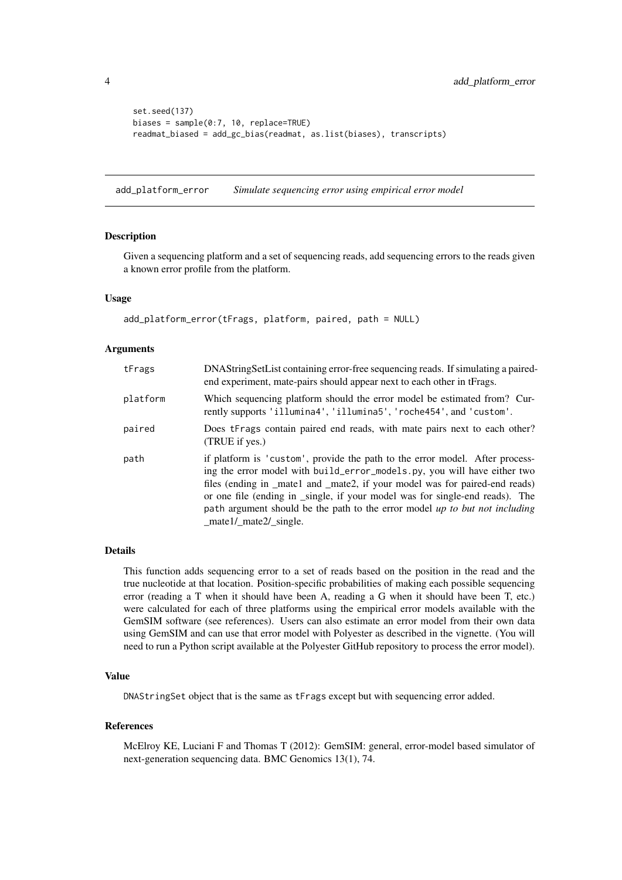```
set.seed(137)
biases = sample(0:7, 10, replace=TRUE)
readmat_biased = add_gc_bias(readmat, as.list(biases), transcripts)
```

## add_platform_error — *Simulate sequencing error using empirical error model*

### Description

Given a sequencing platform and a set of sequencing reads, add sequencing errors to the reads given a known error profile from the platform.

### Usage

```
add_platform_error(tFrags, platform, paired, path = NULL)
```

### Arguments

| | |
|---|---|
| `tFrags` | DNAStringSetList containing error-free sequencing reads. If simulating a paired-end experiment, mate-pairs should appear next to each other in tFrags. |
| `platform` | Which sequencing platform should the error model be estimated from? Currently supports `'illumina4'`, `'illumina5'`, `'roche454'`, and `'custom'`. |
| `paired` | Does `tFrags` contain paired end reads, with mate pairs next to each other? (TRUE if yes.) |
| `path` | if platform is `'custom'`, provide the path to the error model. After processing the error model with `build_error_models.py`, you will have either two files (ending in _mate1 and _mate2, if your model was for paired-end reads) or one file (ending in _single, if your model was for single-end reads). The `path` argument should be the path to the error model *up to but not including* _mate1/_mate2/_single. |

### Details

This function adds sequencing error to a set of reads based on the position in the read and the true nucleotide at that location. Position-specific probabilities of making each possible sequencing error (reading a T when it should have been A, reading a G when it should have been T, etc.) were calculated for each of three platforms using the empirical error models available with the GemSIM software (see references). Users can also estimate an error model from their own data using GemSIM and can use that error model with Polyester as described in the vignette. (You will need to run a Python script available at the Polyester GitHub repository to process the error model).

### Value

`DNAStringSet` object that is the same as `tFrags` except but with sequencing error added.

### References

McElroy KE, Luciani F and Thomas T (2012): GemSIM: general, error-model based simulator of next-generation sequencing data. BMC Genomics 13(1), 74.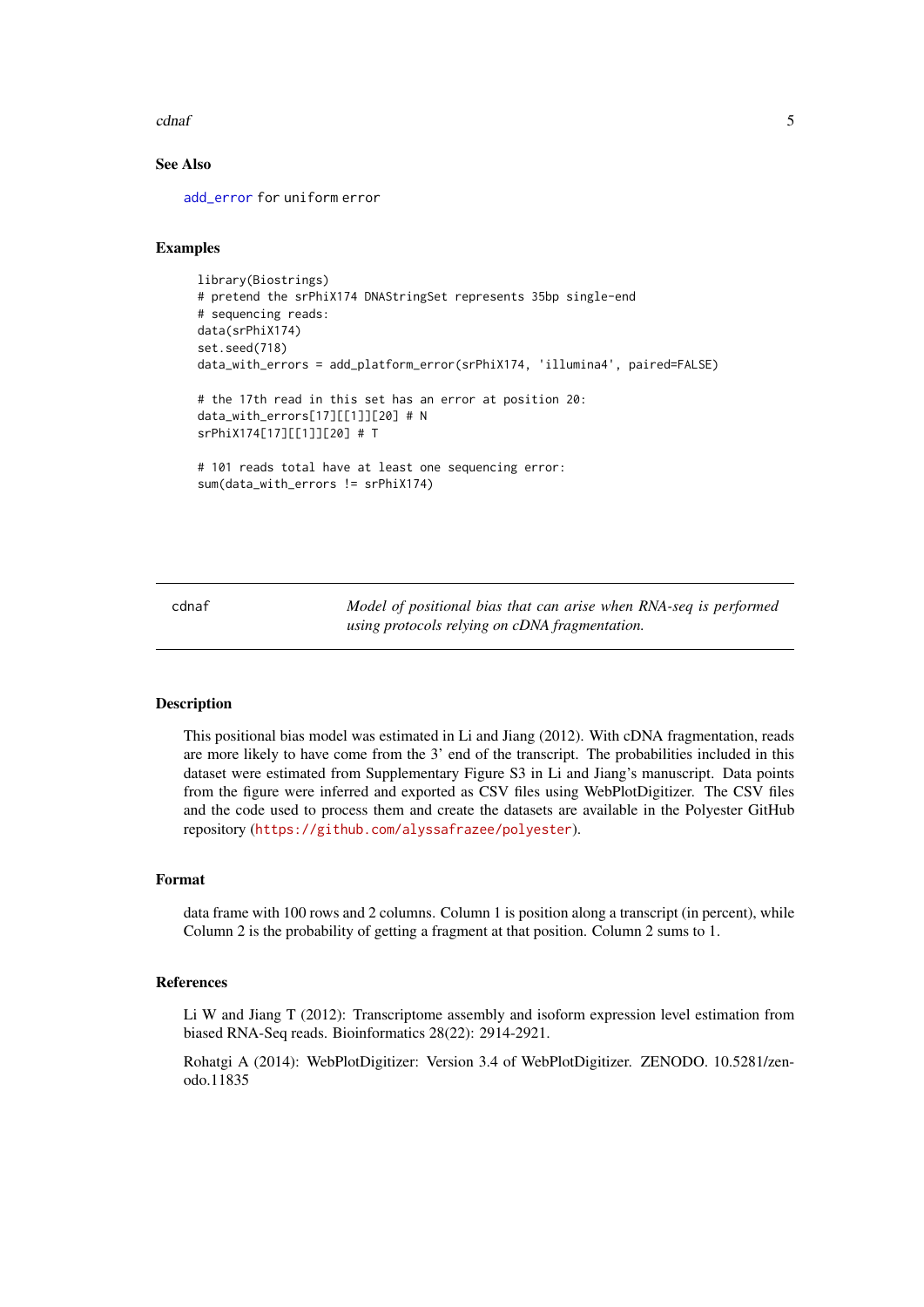### See Also

`add_error` for uniform error

### Examples

```
library(Biostrings)
# pretend the srPhiX174 DNAStringSet represents 35bp single-end
# sequencing reads:
data(srPhiX174)
set.seed(718)
data_with_errors = add_platform_error(srPhiX174, 'illumina4', paired=FALSE)

# the 17th read in this set has an error at position 20:
data_with_errors[17][[1]][20] # N
srPhiX174[17][[1]][20] # T

# 101 reads total have at least one sequencing error:
sum(data_with_errors != srPhiX174)
```

---

## cdnaf — *Model of positional bias that can arise when RNA-seq is performed using protocols relying on cDNA fragmentation.*

---

### Description

This positional bias model was estimated in Li and Jiang (2012). With cDNA fragmentation, reads are more likely to have come from the 3' end of the transcript. The probabilities included in this dataset were estimated from Supplementary Figure S3 in Li and Jiang's manuscript. Data points from the figure were inferred and exported as CSV files using WebPlotDigitizer. The CSV files and the code used to process them and create the datasets are available in the Polyester GitHub repository (https://github.com/alyssafrazee/polyester).

### Format

data frame with 100 rows and 2 columns. Column 1 is position along a transcript (in percent), while Column 2 is the probability of getting a fragment at that position. Column 2 sums to 1.

### References

Li W and Jiang T (2012): Transcriptome assembly and isoform expression level estimation from biased RNA-Seq reads. Bioinformatics 28(22): 2914-2921.

Rohatgi A (2014): WebPlotDigitizer: Version 3.4 of WebPlotDigitizer. ZENODO. 10.5281/zenodo.11835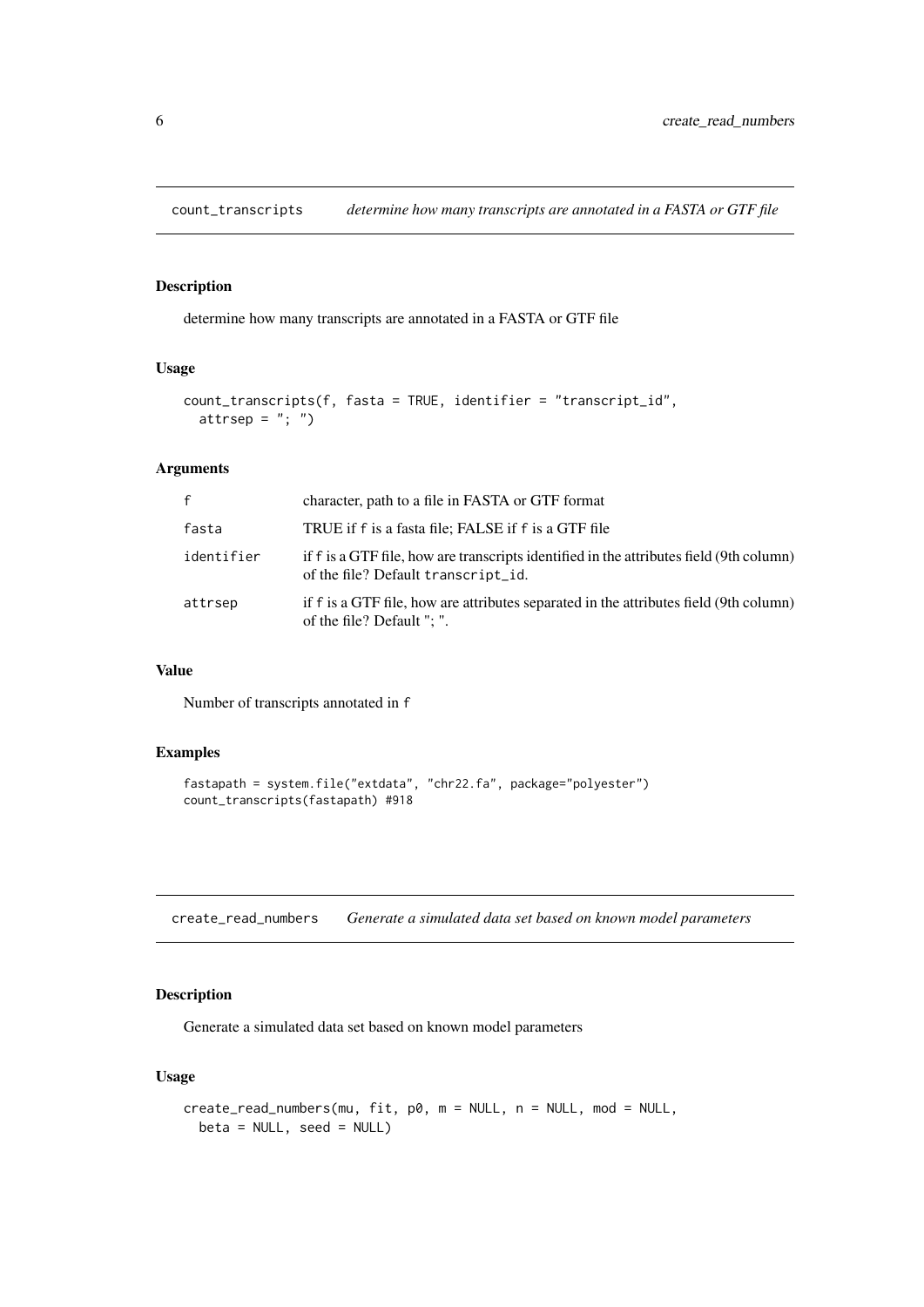## count_transcripts *determine how many transcripts are annotated in a FASTA or GTF file*

### Description

determine how many transcripts are annotated in a FASTA or GTF file

### Usage

```
count_transcripts(f, fasta = TRUE, identifier = "transcript_id",
  attrsep = "; ")
```

### Arguments

| | |
|---|---|
| f | character, path to a file in FASTA or GTF format |
| fasta | TRUE if f is a fasta file; FALSE if f is a GTF file |
| identifier | if f is a GTF file, how are transcripts identified in the attributes field (9th column) of the file? Default transcript_id. |
| attrsep | if f is a GTF file, how are attributes separated in the attributes field (9th column) of the file? Default "; ". |

### Value

Number of transcripts annotated in f

### Examples

```
fastapath = system.file("extdata", "chr22.fa", package="polyester")
count_transcripts(fastapath) #918
```

## create_read_numbers *Generate a simulated data set based on known model parameters*

### Description

Generate a simulated data set based on known model parameters

### Usage

```
create_read_numbers(mu, fit, p0, m = NULL, n = NULL, mod = NULL,
  beta = NULL, seed = NULL)
```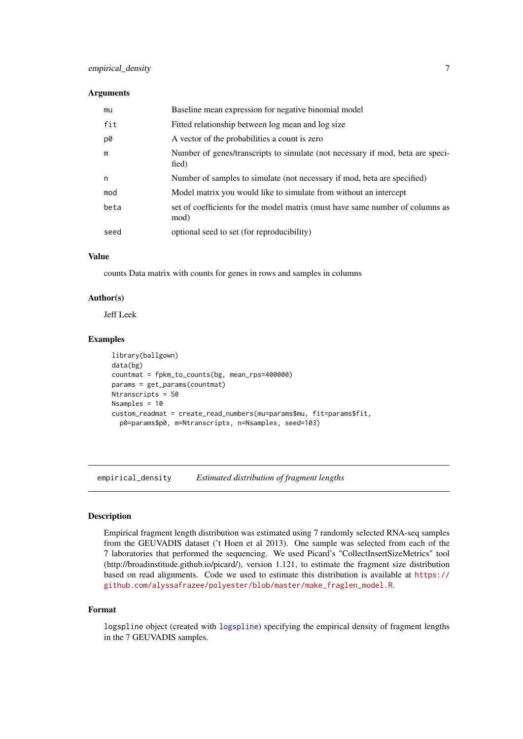### Arguments

| | |
|---|---|
| mu | Baseline mean expression for negative binomial model |
| fit | Fitted relationship between log mean and log size |
| p0 | A vector of the probabilities a count is zero |
| m | Number of genes/transcripts to simulate (not necessary if mod, beta are specified) |
| n | Number of samples to simulate (not necessary if mod, beta are specified) |
| mod | Model matrix you would like to simulate from without an intercept |
| beta | set of coefficients for the model matrix (must have same number of columns as mod) |
| seed | optional seed to set (for reproducibility) |

### Value

counts Data matrix with counts for genes in rows and samples in columns

### Author(s)

Jeff Leek

### Examples

```
library(ballgown)
data(bg)
countmat = fpkm_to_counts(bg, mean_rps=400000)
params = get_params(countmat)
Ntranscripts = 50
Nsamples = 10
custom_readmat = create_read_numbers(mu=params$mu, fit=params$fit,
  p0=params$p0, m=Ntranscripts, n=Nsamples, seed=103)
```

---

## empirical_density *Estimated distribution of fragment lengths*

---

### Description

Empirical fragment length distribution was estimated using 7 randomly selected RNA-seq samples from the GEUVADIS dataset ('t Hoen et al 2013). One sample was selected from each of the 7 laboratories that performed the sequencing. We used Picard's "CollectInsertSizeMetrics" tool (http://broadinstitute.github.io/picard/), version 1.121, to estimate the fragment size distribution based on read alignments. Code we used to estimate this distribution is available at https://github.com/alyssafrazee/polyester/blob/master/make_fraglen_model.R.

### Format

logspline object (created with logspline) specifying the empirical density of fragment lengths in the 7 GEUVADIS samples.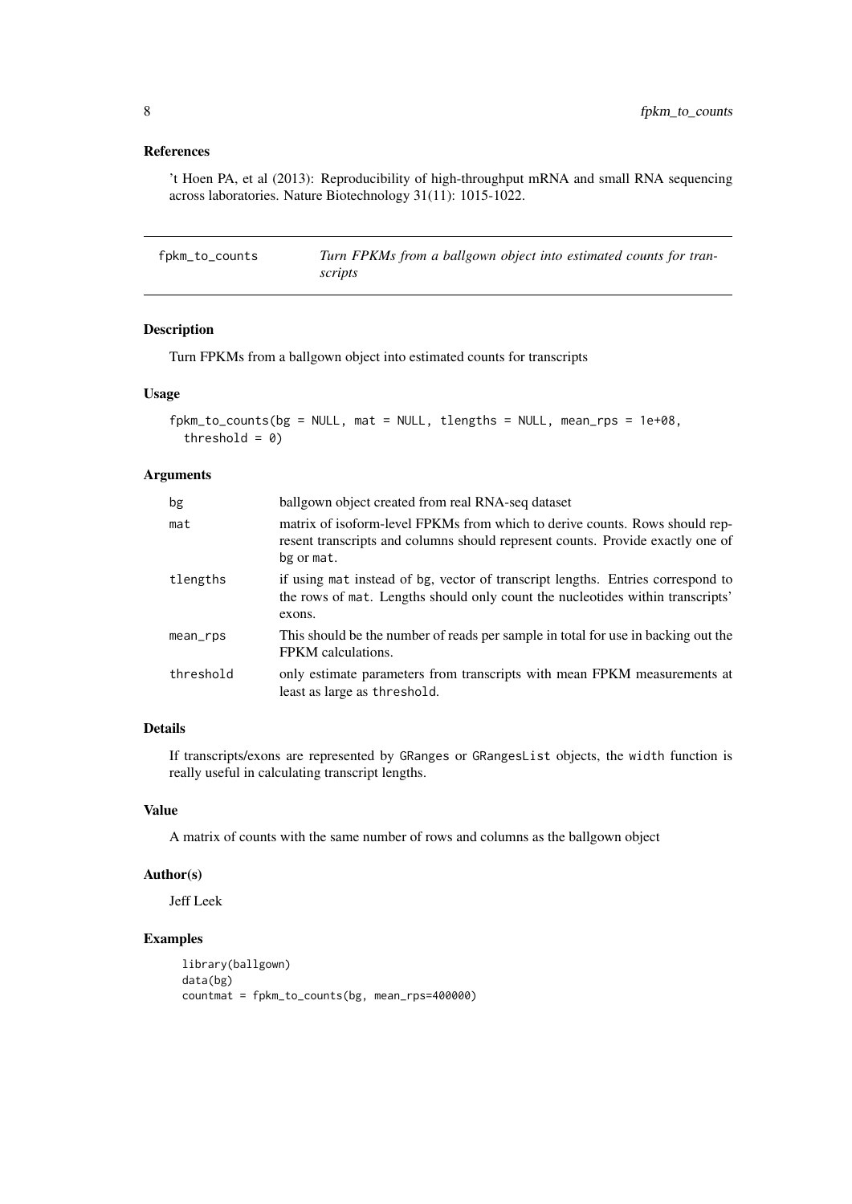### References

't Hoen PA, et al (2013): Reproducibility of high-throughput mRNA and small RNA sequencing across laboratories. Nature Biotechnology 31(11): 1015-1022.

---

## fpkm_to_counts — *Turn FPKMs from a ballgown object into estimated counts for transcripts*

### Description

Turn FPKMs from a ballgown object into estimated counts for transcripts

### Usage

```
fpkm_to_counts(bg = NULL, mat = NULL, tlengths = NULL, mean_rps = 1e+08,
  threshold = 0)
```

### Arguments

| | |
|---|---|
| bg | ballgown object created from real RNA-seq dataset |
| mat | matrix of isoform-level FPKMs from which to derive counts. Rows should represent transcripts and columns should represent counts. Provide exactly one of bg or mat. |
| tlengths | if using mat instead of bg, vector of transcript lengths. Entries correspond to the rows of mat. Lengths should only count the nucleotides within transcripts' exons. |
| mean_rps | This should be the number of reads per sample in total for use in backing out the FPKM calculations. |
| threshold | only estimate parameters from transcripts with mean FPKM measurements at least as large as threshold. |

### Details

If transcripts/exons are represented by GRanges or GRangesList objects, the width function is really useful in calculating transcript lengths.

### Value

A matrix of counts with the same number of rows and columns as the ballgown object

### Author(s)

Jeff Leek

### Examples

```
library(ballgown)
data(bg)
countmat = fpkm_to_counts(bg, mean_rps=400000)
```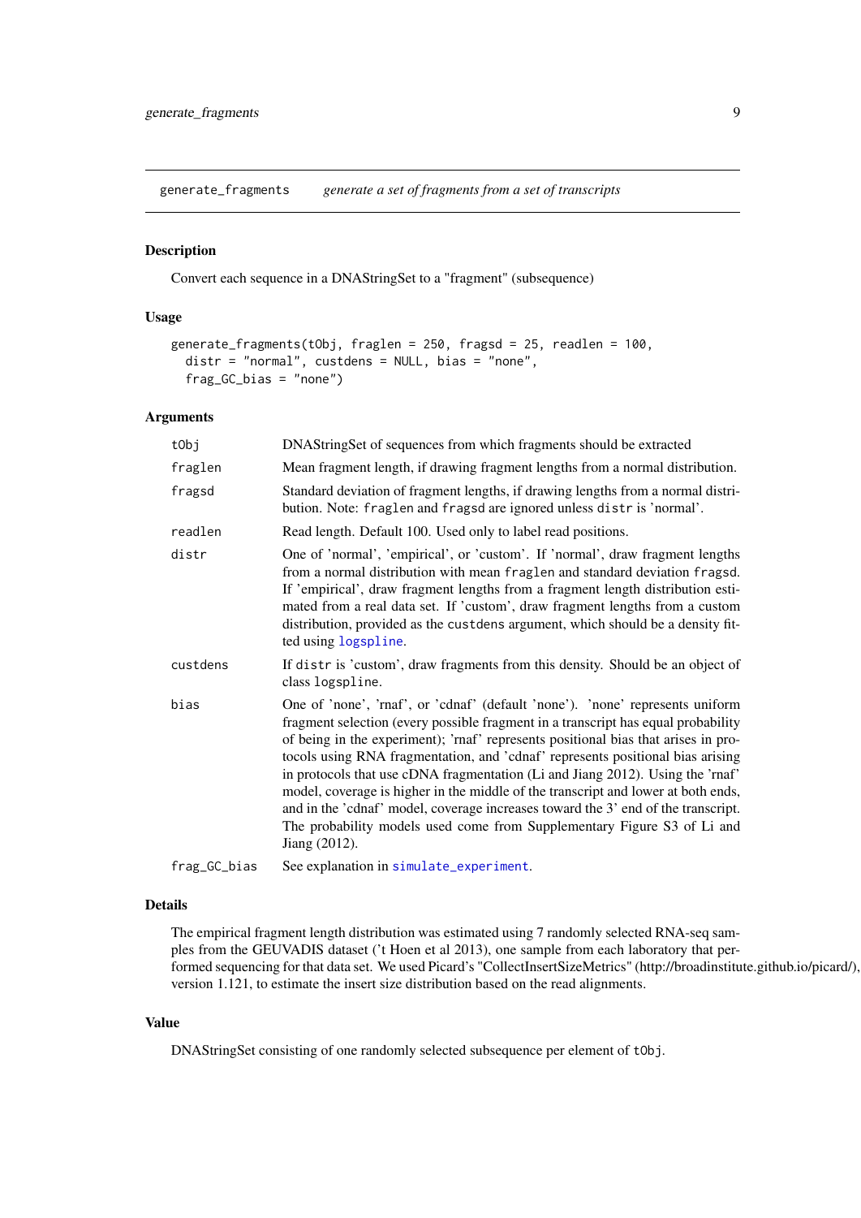generate_fragments    *generate a set of fragments from a set of transcripts*

## Description

Convert each sequence in a DNAStringSet to a "fragment" (subsequence)

## Usage

```
generate_fragments(tObj, fraglen = 250, fragsd = 25, readlen = 100,
  distr = "normal", custdens = NULL, bias = "none",
  frag_GC_bias = "none")
```

## Arguments

| | |
|---|---|
| tObj | DNAStringSet of sequences from which fragments should be extracted |
| fraglen | Mean fragment length, if drawing fragment lengths from a normal distribution. |
| fragsd | Standard deviation of fragment lengths, if drawing lengths from a normal distribution. Note: fraglen and fragsd are ignored unless distr is 'normal'. |
| readlen | Read length. Default 100. Used only to label read positions. |
| distr | One of 'normal', 'empirical', or 'custom'. If 'normal', draw fragment lengths from a normal distribution with mean fraglen and standard deviation fragsd. If 'empirical', draw fragment lengths from a fragment length distribution estimated from a real data set. If 'custom', draw fragment lengths from a custom distribution, provided as the custdens argument, which should be a density fitted using logspline. |
| custdens | If distr is 'custom', draw fragments from this density. Should be an object of class logspline. |
| bias | One of 'none', 'rnaf', or 'cdnaf' (default 'none'). 'none' represents uniform fragment selection (every possible fragment in a transcript has equal probability of being in the experiment); 'rnaf' represents positional bias that arises in protocols using RNA fragmentation, and 'cdnaf' represents positional bias arising in protocols that use cDNA fragmentation (Li and Jiang 2012). Using the 'rnaf' model, coverage is higher in the middle of the transcript and lower at both ends, and in the 'cdnaf' model, coverage increases toward the 3' end of the transcript. The probability models used come from Supplementary Figure S3 of Li and Jiang (2012). |
| frag_GC_bias | See explanation in simulate_experiment. |

## Details

The empirical fragment length distribution was estimated using 7 randomly selected RNA-seq samples from the GEUVADIS dataset ('t Hoen et al 2013), one sample from each laboratory that performed sequencing for that data set. We used Picard's "CollectInsertSizeMetrics" (http://broadinstitute.github.io/picard/), version 1.121, to estimate the insert size distribution based on the read alignments.

## Value

DNAStringSet consisting of one randomly selected subsequence per element of tObj.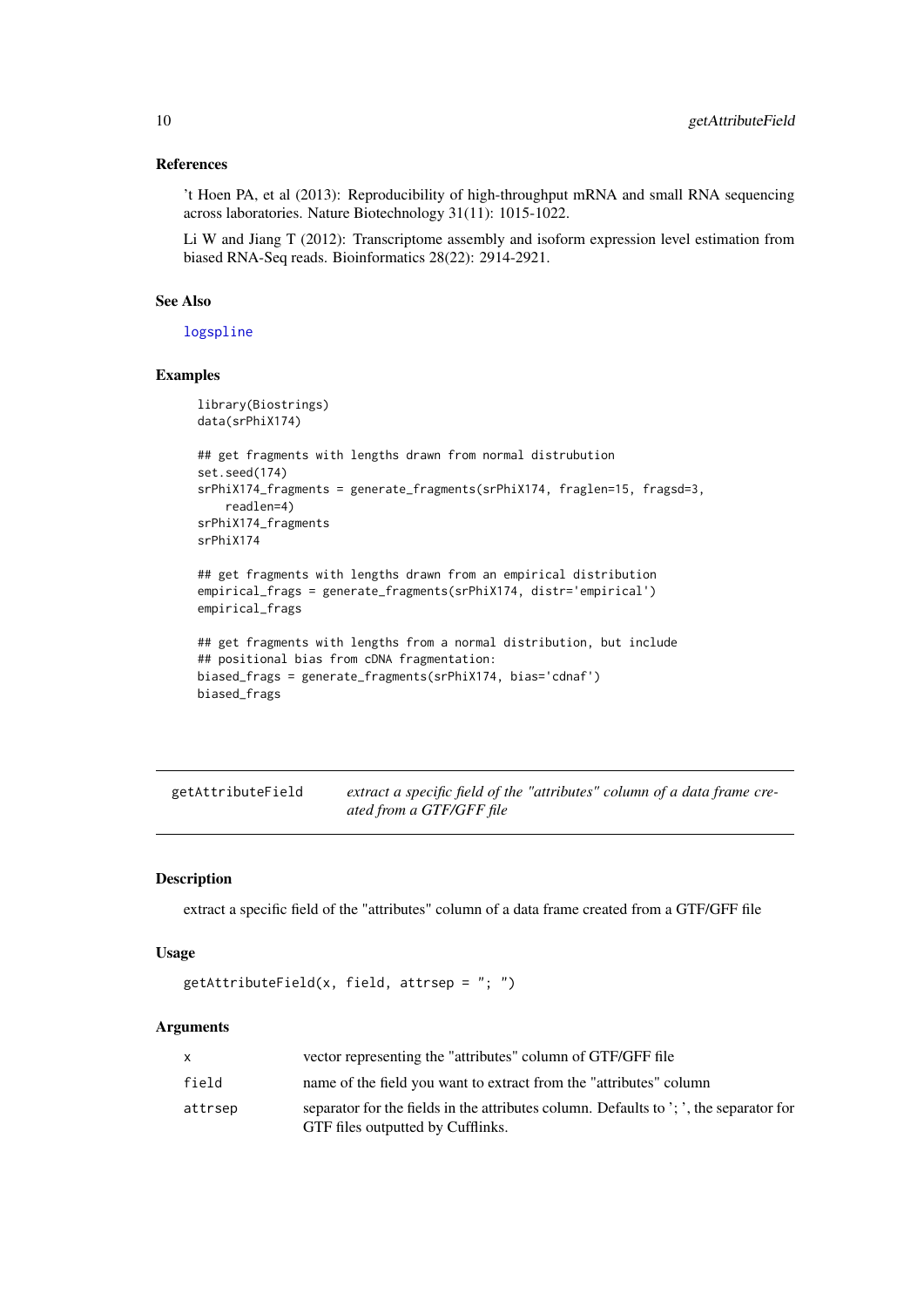## References

't Hoen PA, et al (2013): Reproducibility of high-throughput mRNA and small RNA sequencing across laboratories. Nature Biotechnology 31(11): 1015-1022.

Li W and Jiang T (2012): Transcriptome assembly and isoform expression level estimation from biased RNA-Seq reads. Bioinformatics 28(22): 2914-2921.

## See Also

logspline

## Examples

```
library(Biostrings)
data(srPhiX174)

## get fragments with lengths drawn from normal distrubution
set.seed(174)
srPhiX174_fragments = generate_fragments(srPhiX174, fraglen=15, fragsd=3,
    readlen=4)
srPhiX174_fragments
srPhiX174

## get fragments with lengths drawn from an empirical distribution
empirical_frags = generate_fragments(srPhiX174, distr='empirical')
empirical_frags

## get fragments with lengths from a normal distribution, but include
## positional bias from cDNA fragmentation:
biased_frags = generate_fragments(srPhiX174, bias='cdnaf')
biased_frags
```

---

# getAttributeField — *extract a specific field of the "attributes" column of a data frame created from a GTF/GFF file*

## Description

extract a specific field of the "attributes" column of a data frame created from a GTF/GFF file

## Usage

```
getAttributeField(x, field, attrsep = "; ")
```

## Arguments

| | |
|---|---|
| x | vector representing the "attributes" column of GTF/GFF file |
| field | name of the field you want to extract from the "attributes" column |
| attrsep | separator for the fields in the attributes column. Defaults to '; ', the separator for GTF files outputted by Cufflinks. |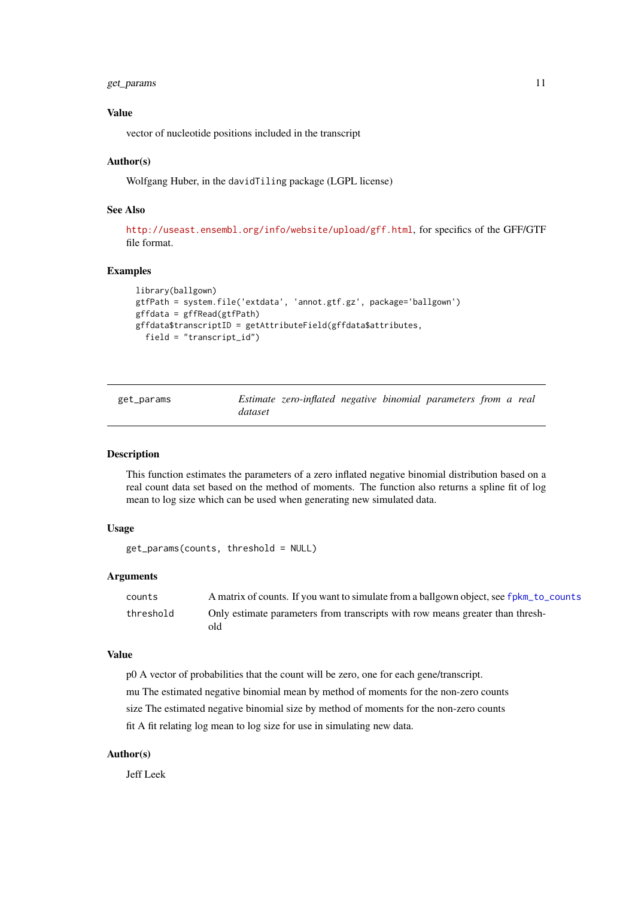### Value

vector of nucleotide positions included in the transcript

### Author(s)

Wolfgang Huber, in the `davidTiling` package (LGPL license)

### See Also

http://useast.ensembl.org/info/website/upload/gff.html, for specifics of the GFF/GTF file format.

### Examples

```
library(ballgown)
gtfPath = system.file('extdata', 'annot.gtf.gz', package='ballgown')
gffdata = gffRead(gtfPath)
gffdata$transcriptID = getAttributeField(gffdata$attributes,
  field = "transcript_id")
```

---

## get_params — *Estimate zero-inflated negative binomial parameters from a real dataset*

---

### Description

This function estimates the parameters of a zero inflated negative binomial distribution based on a real count data set based on the method of moments. The function also returns a spline fit of log mean to log size which can be used when generating new simulated data.

### Usage

```
get_params(counts, threshold = NULL)
```

### Arguments

| | |
|---|---|
| `counts` | A matrix of counts. If you want to simulate from a ballgown object, see `fpkm_to_counts` |
| `threshold` | Only estimate parameters from transcripts with row means greater than threshold |

### Value

p0 A vector of probabilities that the count will be zero, one for each gene/transcript.

mu The estimated negative binomial mean by method of moments for the non-zero counts

size The estimated negative binomial size by method of moments for the non-zero counts

fit A fit relating log mean to log size for use in simulating new data.

### Author(s)

Jeff Leek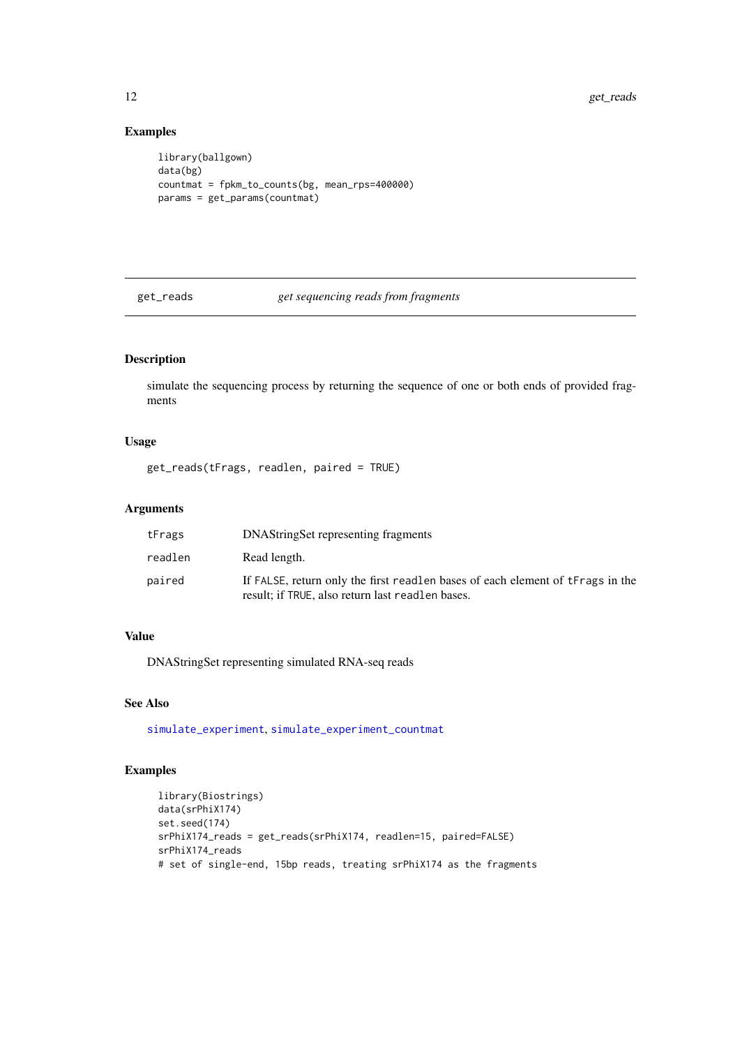## Examples

```
library(ballgown)
data(bg)
countmat = fpkm_to_counts(bg, mean_rps=400000)
params = get_params(countmat)
```

---

`get_reads` *get sequencing reads from fragments*

---

## Description

simulate the sequencing process by returning the sequence of one or both ends of provided fragments

## Usage

```
get_reads(tFrags, readlen, paired = TRUE)
```

## Arguments

| | |
|---|---|
| `tFrags` | DNAStringSet representing fragments |
| `readlen` | Read length. |
| `paired` | If `FALSE`, return only the first `readlen` bases of each element of `tFrags` in the result; if `TRUE`, also return last `readlen` bases. |

## Value

DNAStringSet representing simulated RNA-seq reads

## See Also

`simulate_experiment`, `simulate_experiment_countmat`

## Examples

```
library(Biostrings)
data(srPhiX174)
set.seed(174)
srPhiX174_reads = get_reads(srPhiX174, readlen=15, paired=FALSE)
srPhiX174_reads
# set of single-end, 15bp reads, treating srPhiX174 as the fragments
```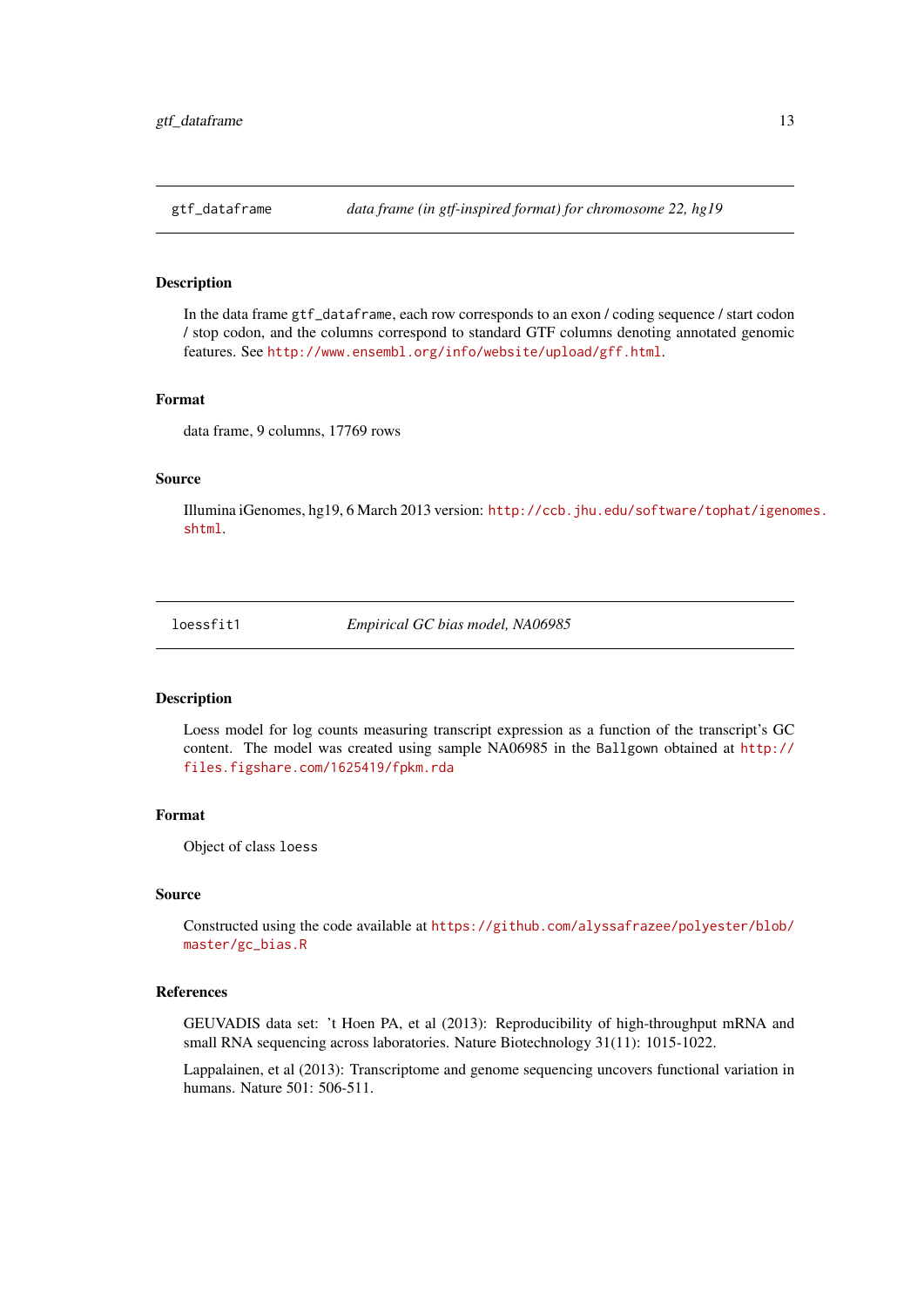## gtf_dataframe — *data frame (in gtf-inspired format) for chromosome 22, hg19*

### Description

In the data frame `gtf_dataframe`, each row corresponds to an exon / coding sequence / start codon / stop codon, and the columns correspond to standard GTF columns denoting annotated genomic features. See http://www.ensembl.org/info/website/upload/gff.html.

### Format

data frame, 9 columns, 17769 rows

### Source

Illumina iGenomes, hg19, 6 March 2013 version: http://ccb.jhu.edu/software/tophat/igenomes.shtml.

## loessfit1 — *Empirical GC bias model, NA06985*

### Description

Loess model for log counts measuring transcript expression as a function of the transcript's GC content. The model was created using sample NA06985 in the `Ballgown` obtained at http://files.figshare.com/1625419/fpkm.rda

### Format

Object of class `loess`

### Source

Constructed using the code available at https://github.com/alyssafrazee/polyester/blob/master/gc_bias.R

### References

GEUVADIS data set: 't Hoen PA, et al (2013): Reproducibility of high-throughput mRNA and small RNA sequencing across laboratories. Nature Biotechnology 31(11): 1015-1022.

Lappalainen, et al (2013): Transcriptome and genome sequencing uncovers functional variation in humans. Nature 501: 506-511.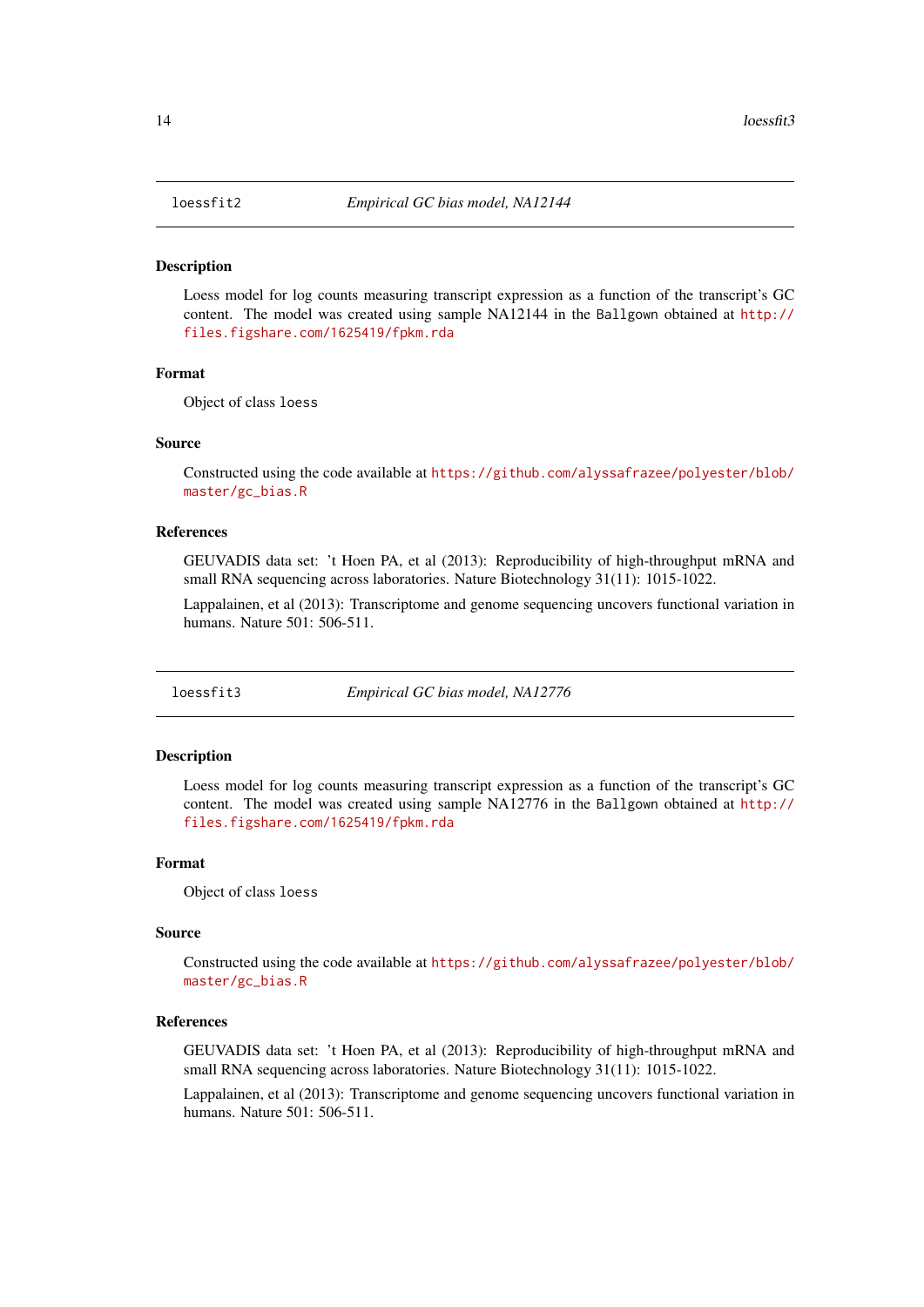## loessfit2 — *Empirical GC bias model, NA12144*

### Description

Loess model for log counts measuring transcript expression as a function of the transcript's GC content. The model was created using sample NA12144 in the Ballgown obtained at http://files.figshare.com/1625419/fpkm.rda

### Format

Object of class loess

### Source

Constructed using the code available at https://github.com/alyssafrazee/polyester/blob/master/gc_bias.R

### References

GEUVADIS data set: 't Hoen PA, et al (2013): Reproducibility of high-throughput mRNA and small RNA sequencing across laboratories. Nature Biotechnology 31(11): 1015-1022.

Lappalainen, et al (2013): Transcriptome and genome sequencing uncovers functional variation in humans. Nature 501: 506-511.

## loessfit3 — *Empirical GC bias model, NA12776*

### Description

Loess model for log counts measuring transcript expression as a function of the transcript's GC content. The model was created using sample NA12776 in the Ballgown obtained at http://files.figshare.com/1625419/fpkm.rda

### Format

Object of class loess

### Source

Constructed using the code available at https://github.com/alyssafrazee/polyester/blob/master/gc_bias.R

### References

GEUVADIS data set: 't Hoen PA, et al (2013): Reproducibility of high-throughput mRNA and small RNA sequencing across laboratories. Nature Biotechnology 31(11): 1015-1022.

Lappalainen, et al (2013): Transcriptome and genome sequencing uncovers functional variation in humans. Nature 501: 506-511.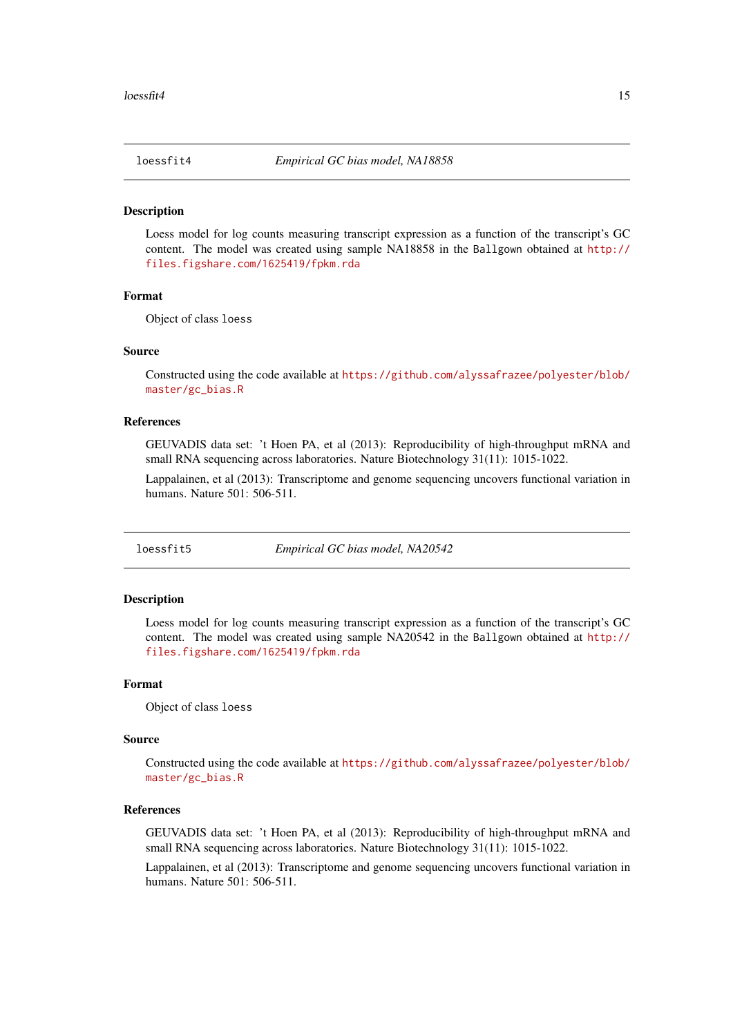## loessfit4 — *Empirical GC bias model, NA18858*

### Description

Loess model for log counts measuring transcript expression as a function of the transcript's GC content. The model was created using sample NA18858 in the `Ballgown` obtained at http://files.figshare.com/1625419/fpkm.rda

### Format

Object of class `loess`

### Source

Constructed using the code available at https://github.com/alyssafrazee/polyester/blob/master/gc_bias.R

### References

GEUVADIS data set: 't Hoen PA, et al (2013): Reproducibility of high-throughput mRNA and small RNA sequencing across laboratories. Nature Biotechnology 31(11): 1015-1022.

Lappalainen, et al (2013): Transcriptome and genome sequencing uncovers functional variation in humans. Nature 501: 506-511.

## loessfit5 — *Empirical GC bias model, NA20542*

### Description

Loess model for log counts measuring transcript expression as a function of the transcript's GC content. The model was created using sample NA20542 in the `Ballgown` obtained at http://files.figshare.com/1625419/fpkm.rda

### Format

Object of class `loess`

### Source

Constructed using the code available at https://github.com/alyssafrazee/polyester/blob/master/gc_bias.R

### References

GEUVADIS data set: 't Hoen PA, et al (2013): Reproducibility of high-throughput mRNA and small RNA sequencing across laboratories. Nature Biotechnology 31(11): 1015-1022.

Lappalainen, et al (2013): Transcriptome and genome sequencing uncovers functional variation in humans. Nature 501: 506-511.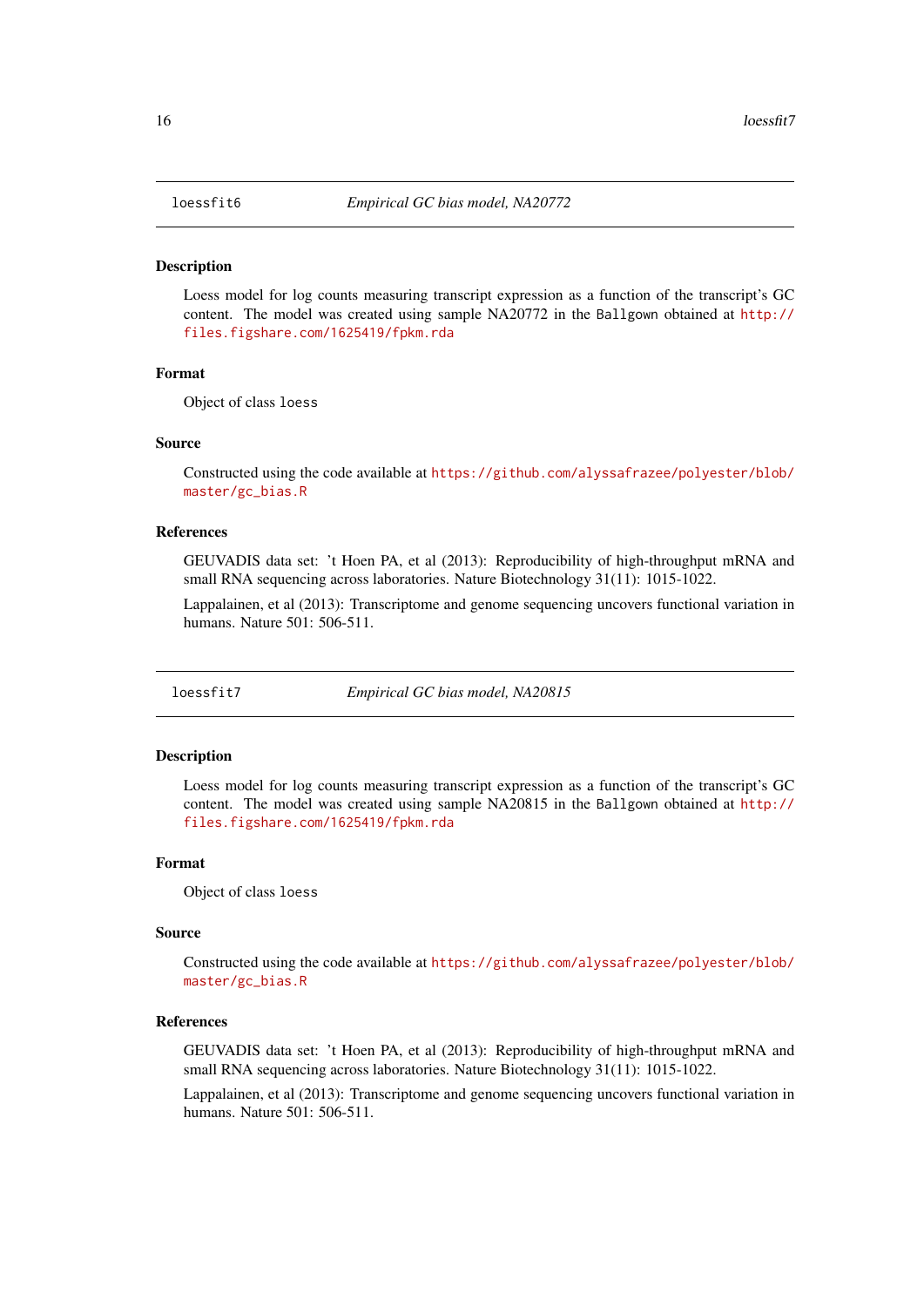## `loessfit6` — *Empirical GC bias model, NA20772*

### Description

Loess model for log counts measuring transcript expression as a function of the transcript's GC content. The model was created using sample NA20772 in the `Ballgown` obtained at http://files.figshare.com/1625419/fpkm.rda

### Format

Object of class `loess`

### Source

Constructed using the code available at https://github.com/alyssafrazee/polyester/blob/master/gc_bias.R

### References

GEUVADIS data set: 't Hoen PA, et al (2013): Reproducibility of high-throughput mRNA and small RNA sequencing across laboratories. Nature Biotechnology 31(11): 1015-1022.

Lappalainen, et al (2013): Transcriptome and genome sequencing uncovers functional variation in humans. Nature 501: 506-511.

## `loessfit7` — *Empirical GC bias model, NA20815*

### Description

Loess model for log counts measuring transcript expression as a function of the transcript's GC content. The model was created using sample NA20815 in the `Ballgown` obtained at http://files.figshare.com/1625419/fpkm.rda

### Format

Object of class `loess`

### Source

Constructed using the code available at https://github.com/alyssafrazee/polyester/blob/master/gc_bias.R

### References

GEUVADIS data set: 't Hoen PA, et al (2013): Reproducibility of high-throughput mRNA and small RNA sequencing across laboratories. Nature Biotechnology 31(11): 1015-1022.

Lappalainen, et al (2013): Transcriptome and genome sequencing uncovers functional variation in humans. Nature 501: 506-511.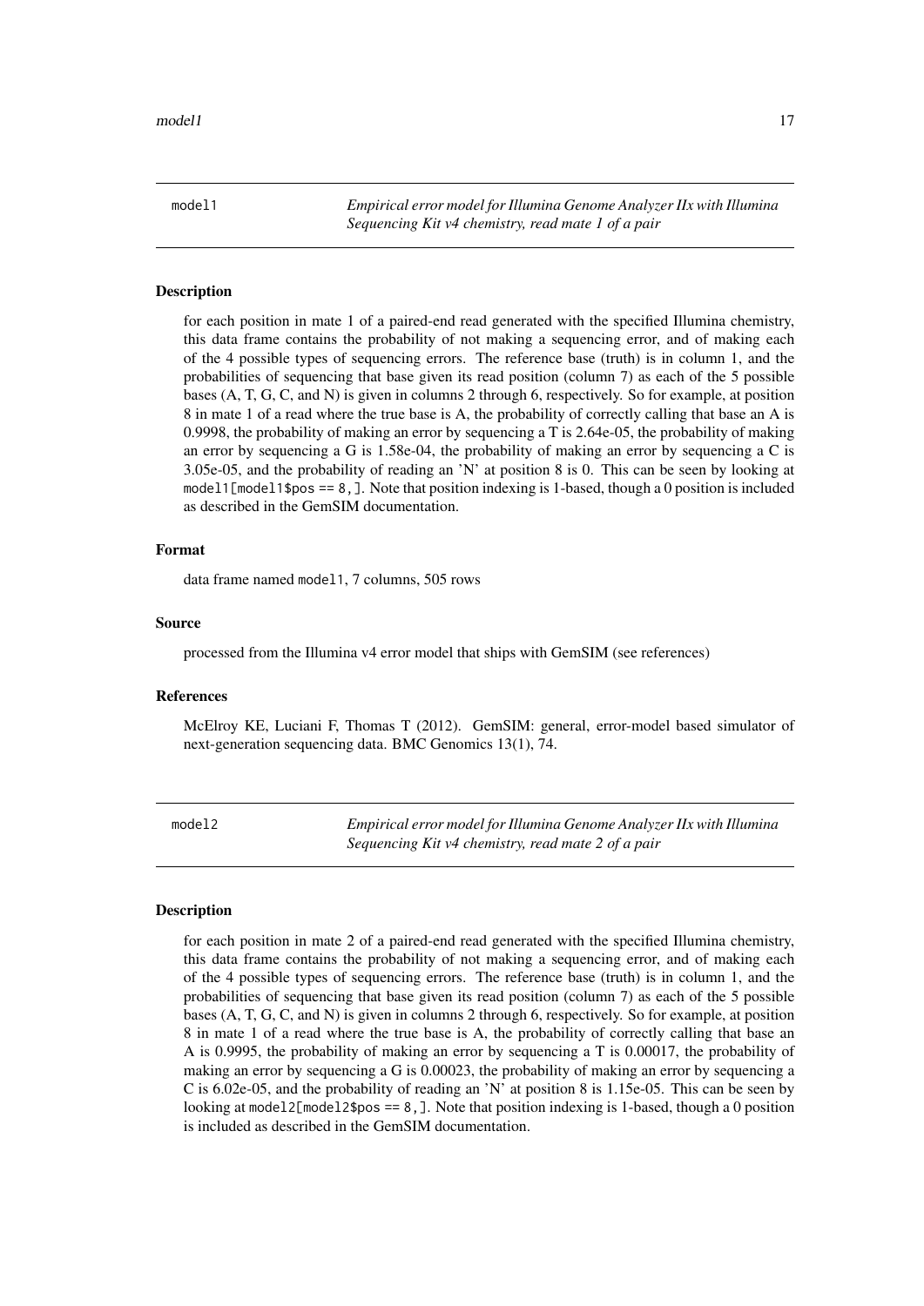## model1 — *Empirical error model for Illumina Genome Analyzer IIx with Illumina Sequencing Kit v4 chemistry, read mate 1 of a pair*

### Description

for each position in mate 1 of a paired-end read generated with the specified Illumina chemistry, this data frame contains the probability of not making a sequencing error, and of making each of the 4 possible types of sequencing errors. The reference base (truth) is in column 1, and the probabilities of sequencing that base given its read position (column 7) as each of the 5 possible bases (A, T, G, C, and N) is given in columns 2 through 6, respectively. So for example, at position 8 in mate 1 of a read where the true base is A, the probability of correctly calling that base an A is 0.9998, the probability of making an error by sequencing a T is 2.64e-05, the probability of making an error by sequencing a G is 1.58e-04, the probability of making an error by sequencing a C is 3.05e-05, and the probability of reading an 'N' at position 8 is 0. This can be seen by looking at `model1[model1$pos == 8,]`. Note that position indexing is 1-based, though a 0 position is included as described in the GemSIM documentation.

### Format

data frame named `model1`, 7 columns, 505 rows

### Source

processed from the Illumina v4 error model that ships with GemSIM (see references)

### References

McElroy KE, Luciani F, Thomas T (2012). GemSIM: general, error-model based simulator of next-generation sequencing data. BMC Genomics 13(1), 74.

## model2 — *Empirical error model for Illumina Genome Analyzer IIx with Illumina Sequencing Kit v4 chemistry, read mate 2 of a pair*

### Description

for each position in mate 2 of a paired-end read generated with the specified Illumina chemistry, this data frame contains the probability of not making a sequencing error, and of making each of the 4 possible types of sequencing errors. The reference base (truth) is in column 1, and the probabilities of sequencing that base given its read position (column 7) as each of the 5 possible bases (A, T, G, C, and N) is given in columns 2 through 6, respectively. So for example, at position 8 in mate 1 of a read where the true base is A, the probability of correctly calling that base an A is 0.9995, the probability of making an error by sequencing a T is 0.00017, the probability of making an error by sequencing a G is 0.00023, the probability of making an error by sequencing a C is 6.02e-05, and the probability of reading an 'N' at position 8 is 1.15e-05. This can be seen by looking at `model2[model2$pos == 8,]`. Note that position indexing is 1-based, though a 0 position is included as described in the GemSIM documentation.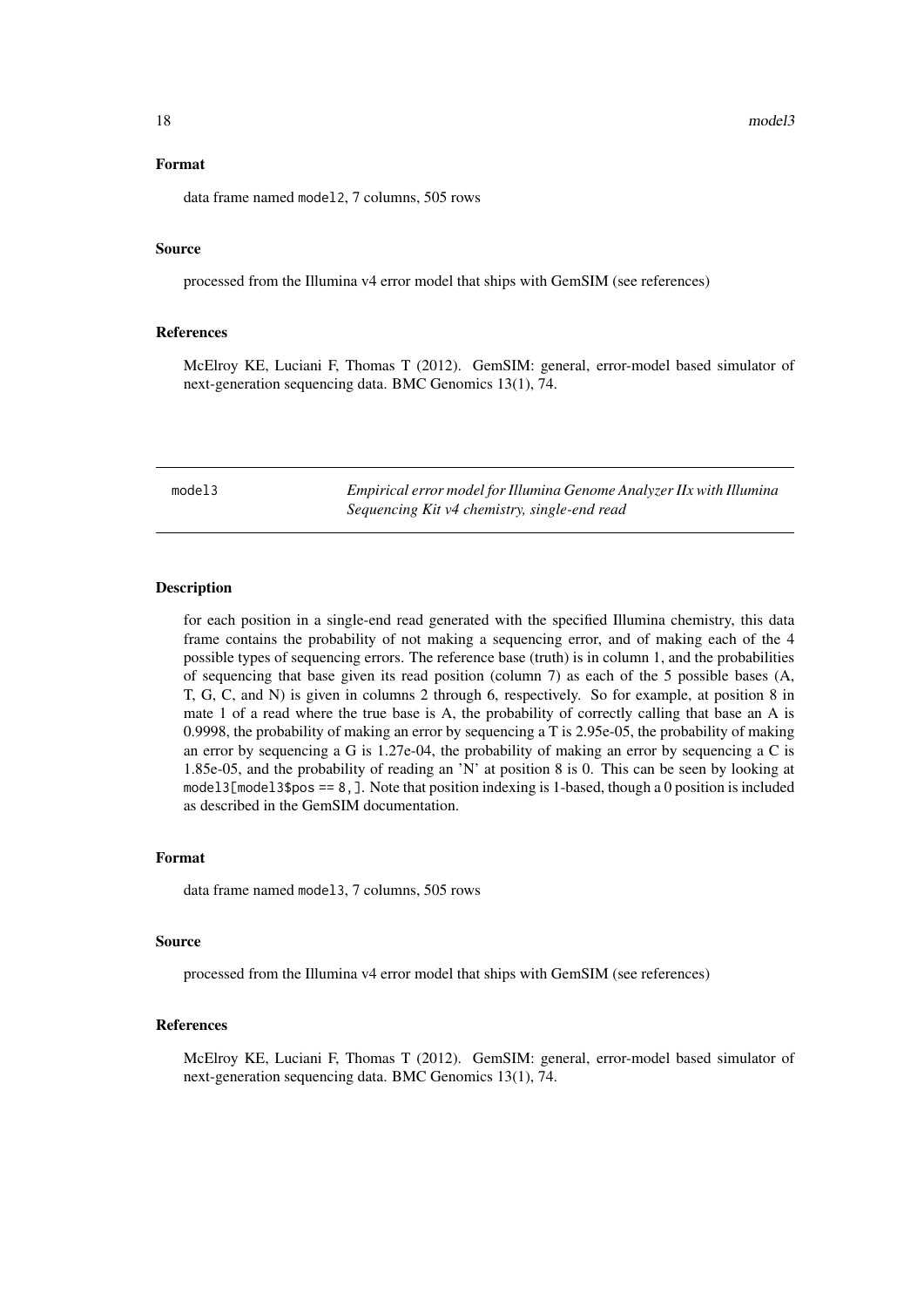### Format

data frame named `model2`, 7 columns, 505 rows

### Source

processed from the Illumina v4 error model that ships with GemSIM (see references)

### References

McElroy KE, Luciani F, Thomas T (2012). GemSIM: general, error-model based simulator of next-generation sequencing data. BMC Genomics 13(1), 74.

---

## model3 — *Empirical error model for Illumina Genome Analyzer IIx with Illumina Sequencing Kit v4 chemistry, single-end read*

### Description

for each position in a single-end read generated with the specified Illumina chemistry, this data frame contains the probability of not making a sequencing error, and of making each of the 4 possible types of sequencing errors. The reference base (truth) is in column 1, and the probabilities of sequencing that base given its read position (column 7) as each of the 5 possible bases (A, T, G, C, and N) is given in columns 2 through 6, respectively. So for example, at position 8 in mate 1 of a read where the true base is A, the probability of correctly calling that base an A is 0.9998, the probability of making an error by sequencing a T is 2.95e-05, the probability of making an error by sequencing a G is 1.27e-04, the probability of making an error by sequencing a C is 1.85e-05, and the probability of reading an 'N' at position 8 is 0. This can be seen by looking at `model3[model3$pos == 8,]`. Note that position indexing is 1-based, though a 0 position is included as described in the GemSIM documentation.

### Format

data frame named `model3`, 7 columns, 505 rows

### Source

processed from the Illumina v4 error model that ships with GemSIM (see references)

### References

McElroy KE, Luciani F, Thomas T (2012). GemSIM: general, error-model based simulator of next-generation sequencing data. BMC Genomics 13(1), 74.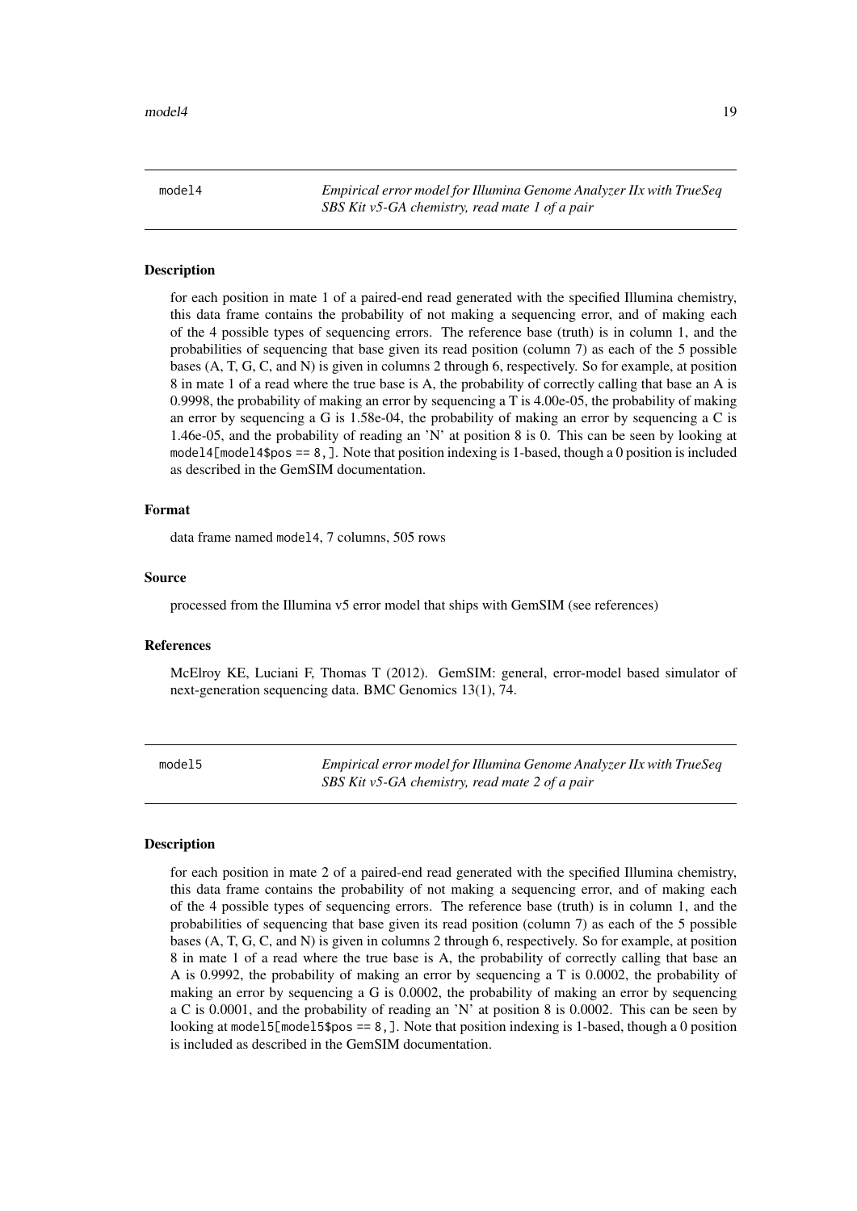## model4 — *Empirical error model for Illumina Genome Analyzer IIx with TrueSeq SBS Kit v5-GA chemistry, read mate 1 of a pair*

### Description

for each position in mate 1 of a paired-end read generated with the specified Illumina chemistry, this data frame contains the probability of not making a sequencing error, and of making each of the 4 possible types of sequencing errors. The reference base (truth) is in column 1, and the probabilities of sequencing that base given its read position (column 7) as each of the 5 possible bases (A, T, G, C, and N) is given in columns 2 through 6, respectively. So for example, at position 8 in mate 1 of a read where the true base is A, the probability of correctly calling that base an A is 0.9998, the probability of making an error by sequencing a T is 4.00e-05, the probability of making an error by sequencing a G is 1.58e-04, the probability of making an error by sequencing a C is 1.46e-05, and the probability of reading an 'N' at position 8 is 0. This can be seen by looking at `model4[model4$pos == 8,]`. Note that position indexing is 1-based, though a 0 position is included as described in the GemSIM documentation.

### Format

data frame named `model4`, 7 columns, 505 rows

### Source

processed from the Illumina v5 error model that ships with GemSIM (see references)

### References

McElroy KE, Luciani F, Thomas T (2012). GemSIM: general, error-model based simulator of next-generation sequencing data. BMC Genomics 13(1), 74.

## model5 — *Empirical error model for Illumina Genome Analyzer IIx with TrueSeq SBS Kit v5-GA chemistry, read mate 2 of a pair*

### Description

for each position in mate 2 of a paired-end read generated with the specified Illumina chemistry, this data frame contains the probability of not making a sequencing error, and of making each of the 4 possible types of sequencing errors. The reference base (truth) is in column 1, and the probabilities of sequencing that base given its read position (column 7) as each of the 5 possible bases (A, T, G, C, and N) is given in columns 2 through 6, respectively. So for example, at position 8 in mate 1 of a read where the true base is A, the probability of correctly calling that base an A is 0.9992, the probability of making an error by sequencing a T is 0.0002, the probability of making an error by sequencing a G is 0.0002, the probability of making an error by sequencing a C is 0.0001, and the probability of reading an 'N' at position 8 is 0.0002. This can be seen by looking at `model5[model5$pos == 8,]`. Note that position indexing is 1-based, though a 0 position is included as described in the GemSIM documentation.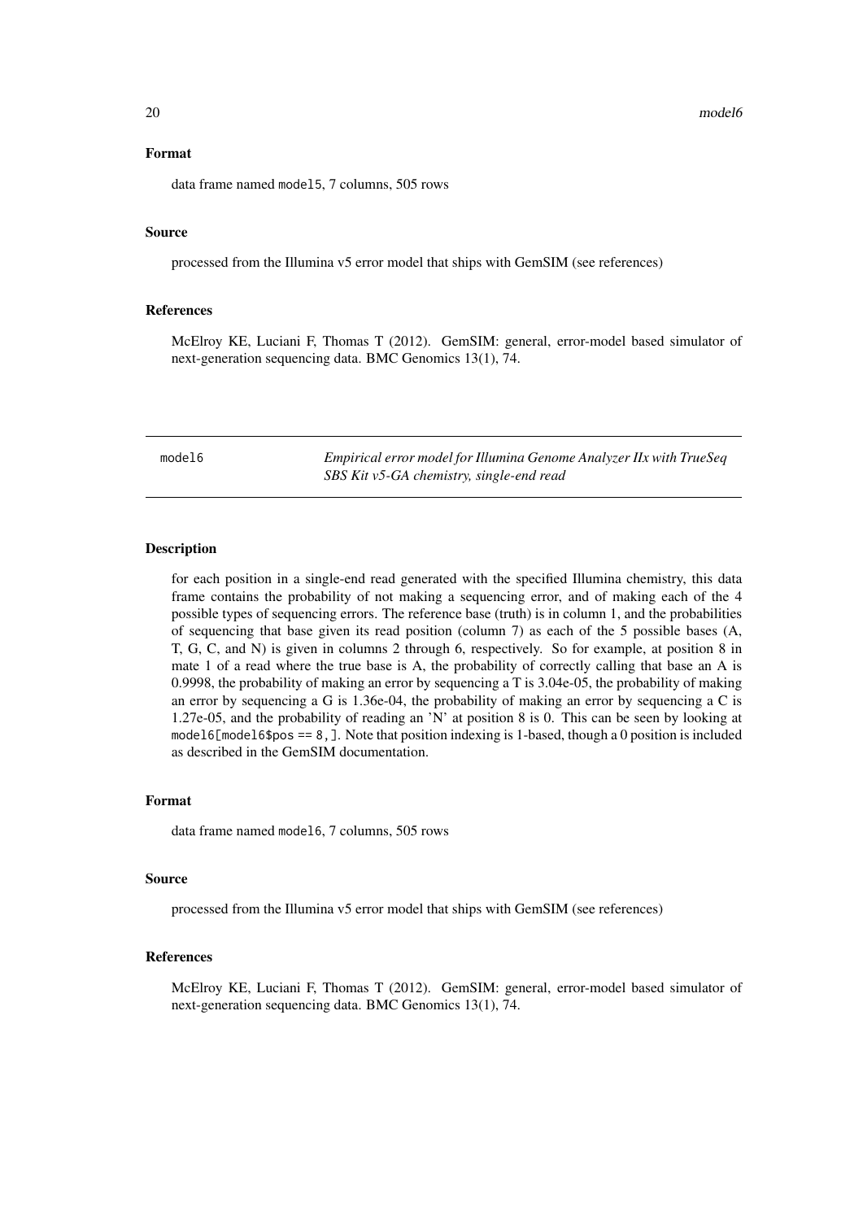### Format

data frame named model5, 7 columns, 505 rows

### Source

processed from the Illumina v5 error model that ships with GemSIM (see references)

### References

McElroy KE, Luciani F, Thomas T (2012). GemSIM: general, error-model based simulator of next-generation sequencing data. BMC Genomics 13(1), 74.

---

## model6 — *Empirical error model for Illumina Genome Analyzer IIx with TrueSeq SBS Kit v5-GA chemistry, single-end read*

### Description

for each position in a single-end read generated with the specified Illumina chemistry, this data frame contains the probability of not making a sequencing error, and of making each of the 4 possible types of sequencing errors. The reference base (truth) is in column 1, and the probabilities of sequencing that base given its read position (column 7) as each of the 5 possible bases (A, T, G, C, and N) is given in columns 2 through 6, respectively. So for example, at position 8 in mate 1 of a read where the true base is A, the probability of correctly calling that base an A is 0.9998, the probability of making an error by sequencing a T is 3.04e-05, the probability of making an error by sequencing a G is 1.36e-04, the probability of making an error by sequencing a C is 1.27e-05, and the probability of reading an 'N' at position 8 is 0. This can be seen by looking at `model6[model6$pos == 8, ]`. Note that position indexing is 1-based, though a 0 position is included as described in the GemSIM documentation.

### Format

data frame named model6, 7 columns, 505 rows

### Source

processed from the Illumina v5 error model that ships with GemSIM (see references)

### References

McElroy KE, Luciani F, Thomas T (2012). GemSIM: general, error-model based simulator of next-generation sequencing data. BMC Genomics 13(1), 74.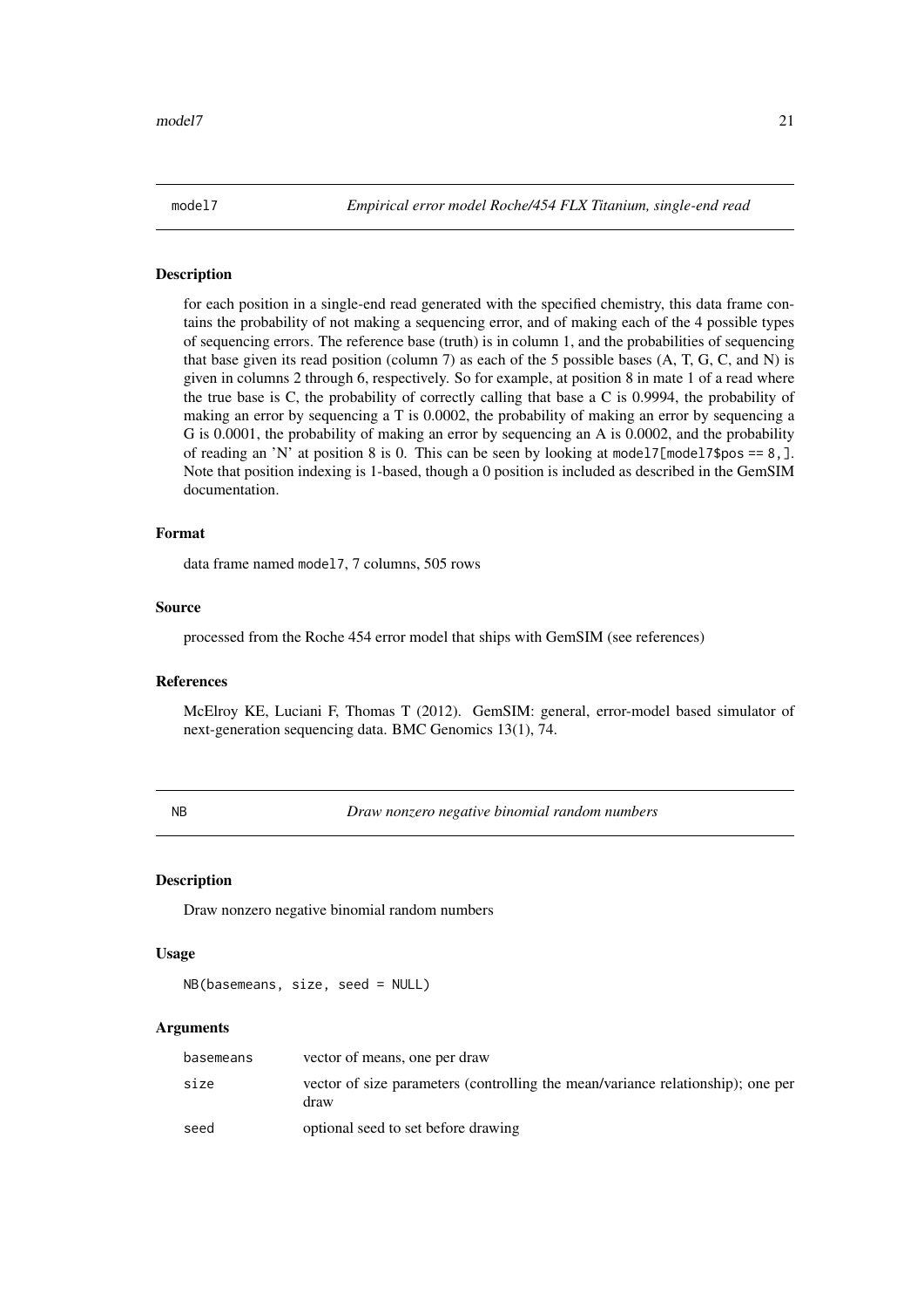## model7 — *Empirical error model Roche/454 FLX Titanium, single-end read*

### Description

for each position in a single-end read generated with the specified chemistry, this data frame contains the probability of not making a sequencing error, and of making each of the 4 possible types of sequencing errors. The reference base (truth) is in column 1, and the probabilities of sequencing that base given its read position (column 7) as each of the 5 possible bases (A, T, G, C, and N) is given in columns 2 through 6, respectively. So for example, at position 8 in mate 1 of a read where the true base is C, the probability of correctly calling that base a C is 0.9994, the probability of making an error by sequencing a T is 0.0002, the probability of making an error by sequencing a G is 0.0001, the probability of making an error by sequencing an A is 0.0002, and the probability of reading an 'N' at position 8 is 0. This can be seen by looking at `model7[model7$pos == 8,]`. Note that position indexing is 1-based, though a 0 position is included as described in the GemSIM documentation.

### Format

data frame named `model7`, 7 columns, 505 rows

### Source

processed from the Roche 454 error model that ships with GemSIM (see references)

### References

McElroy KE, Luciani F, Thomas T (2012). GemSIM: general, error-model based simulator of next-generation sequencing data. BMC Genomics 13(1), 74.

## NB — *Draw nonzero negative binomial random numbers*

### Description

Draw nonzero negative binomial random numbers

### Usage

```
NB(basemeans, size, seed = NULL)
```

### Arguments

| | |
|---|---|
| `basemeans` | vector of means, one per draw |
| `size` | vector of size parameters (controlling the mean/variance relationship); one per draw |
| `seed` | optional seed to set before drawing |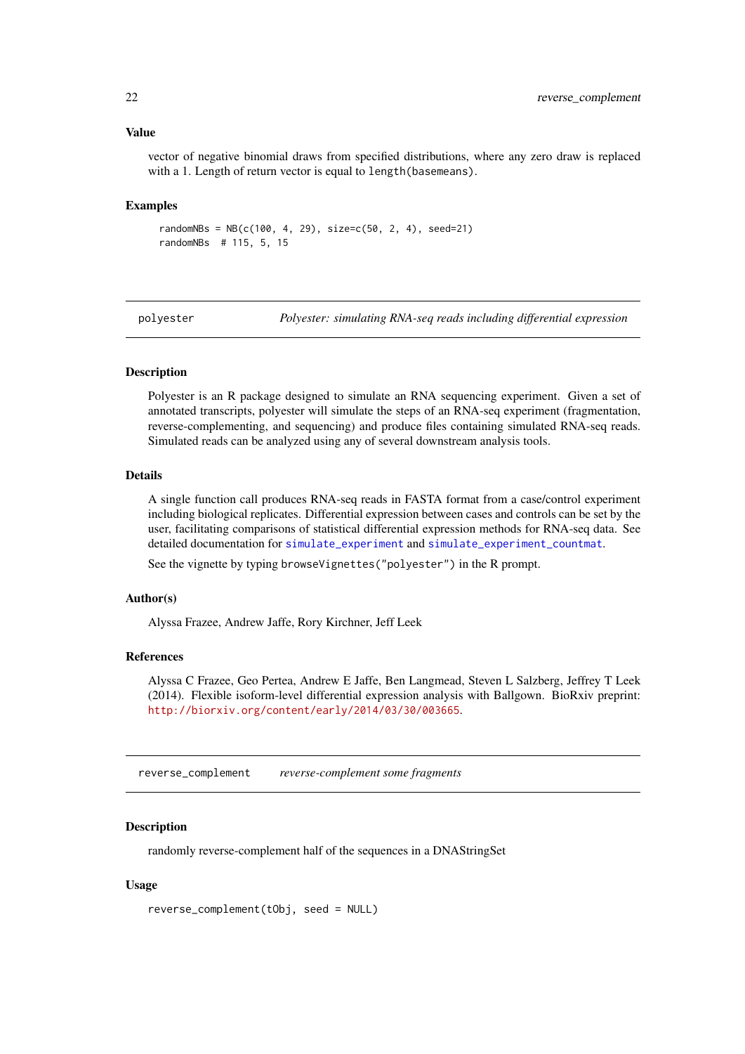### Value

vector of negative binomial draws from specified distributions, where any zero draw is replaced with a 1. Length of return vector is equal to `length(basemeans)`.

### Examples

```
randomNBs = NB(c(100, 4, 29), size=c(50, 2, 4), seed=21)
randomNBs  # 115, 5, 15
```

---

## polyester — *Polyester: simulating RNA-seq reads including differential expression*

### Description

Polyester is an R package designed to simulate an RNA sequencing experiment. Given a set of annotated transcripts, polyester will simulate the steps of an RNA-seq experiment (fragmentation, reverse-complementing, and sequencing) and produce files containing simulated RNA-seq reads. Simulated reads can be analyzed using any of several downstream analysis tools.

### Details

A single function call produces RNA-seq reads in FASTA format from a case/control experiment including biological replicates. Differential expression between cases and controls can be set by the user, facilitating comparisons of statistical differential expression methods for RNA-seq data. See detailed documentation for `simulate_experiment` and `simulate_experiment_countmat`.

See the vignette by typing `browseVignettes("polyester")` in the R prompt.

### Author(s)

Alyssa Frazee, Andrew Jaffe, Rory Kirchner, Jeff Leek

### References

Alyssa C Frazee, Geo Pertea, Andrew E Jaffe, Ben Langmead, Steven L Salzberg, Jeffrey T Leek (2014). Flexible isoform-level differential expression analysis with Ballgown. BioRxiv preprint: http://biorxiv.org/content/early/2014/03/30/003665.

---

## reverse_complement — *reverse-complement some fragments*

### Description

randomly reverse-complement half of the sequences in a DNAStringSet

### Usage

```
reverse_complement(tObj, seed = NULL)
```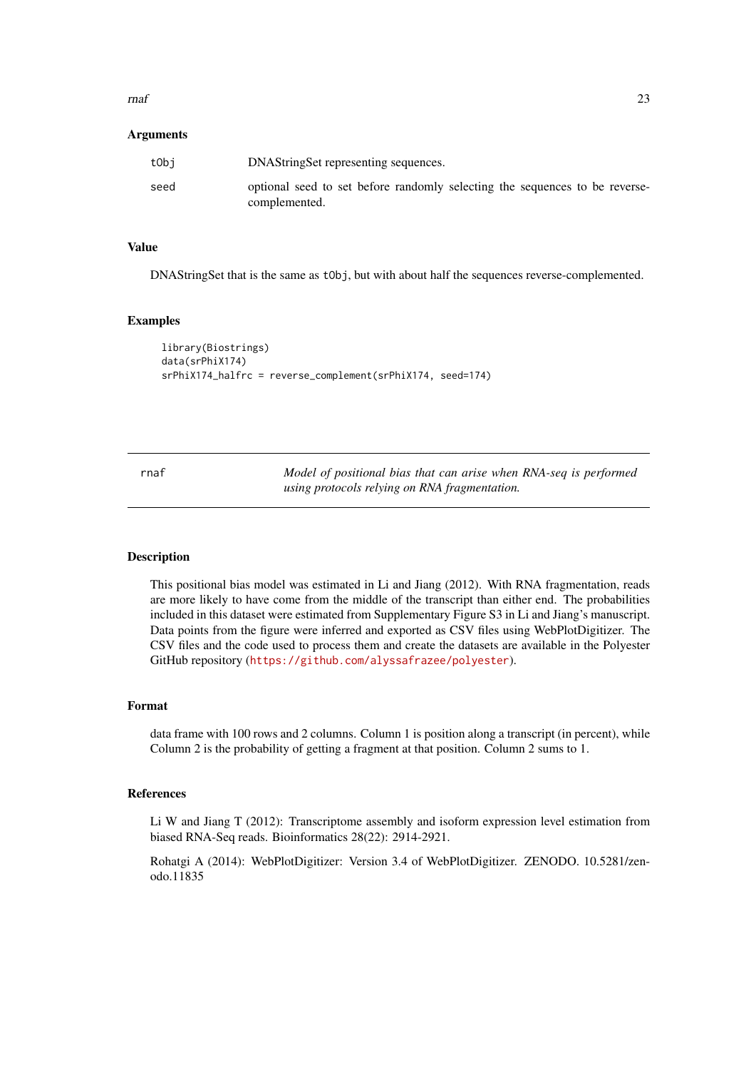### Arguments

| | |
|---|---|
| tObj | DNAStringSet representing sequences. |
| seed | optional seed to set before randomly selecting the sequences to be reverse-complemented. |

### Value

DNAStringSet that is the same as `tObj`, but with about half the sequences reverse-complemented.

### Examples

```
library(Biostrings)
data(srPhiX174)
srPhiX174_halfrc = reverse_complement(srPhiX174, seed=174)
```

---

## rnaf — *Model of positional bias that can arise when RNA-seq is performed using protocols relying on RNA fragmentation.*

---

### Description

This positional bias model was estimated in Li and Jiang (2012). With RNA fragmentation, reads are more likely to have come from the middle of the transcript than either end. The probabilities included in this dataset were estimated from Supplementary Figure S3 in Li and Jiang's manuscript. Data points from the figure were inferred and exported as CSV files using WebPlotDigitizer. The CSV files and the code used to process them and create the datasets are available in the Polyester GitHub repository (https://github.com/alyssafrazee/polyester).

### Format

data frame with 100 rows and 2 columns. Column 1 is position along a transcript (in percent), while Column 2 is the probability of getting a fragment at that position. Column 2 sums to 1.

### References

Li W and Jiang T (2012): Transcriptome assembly and isoform expression level estimation from biased RNA-Seq reads. Bioinformatics 28(22): 2914-2921.

Rohatgi A (2014): WebPlotDigitizer: Version 3.4 of WebPlotDigitizer. ZENODO. 10.5281/zenodo.11835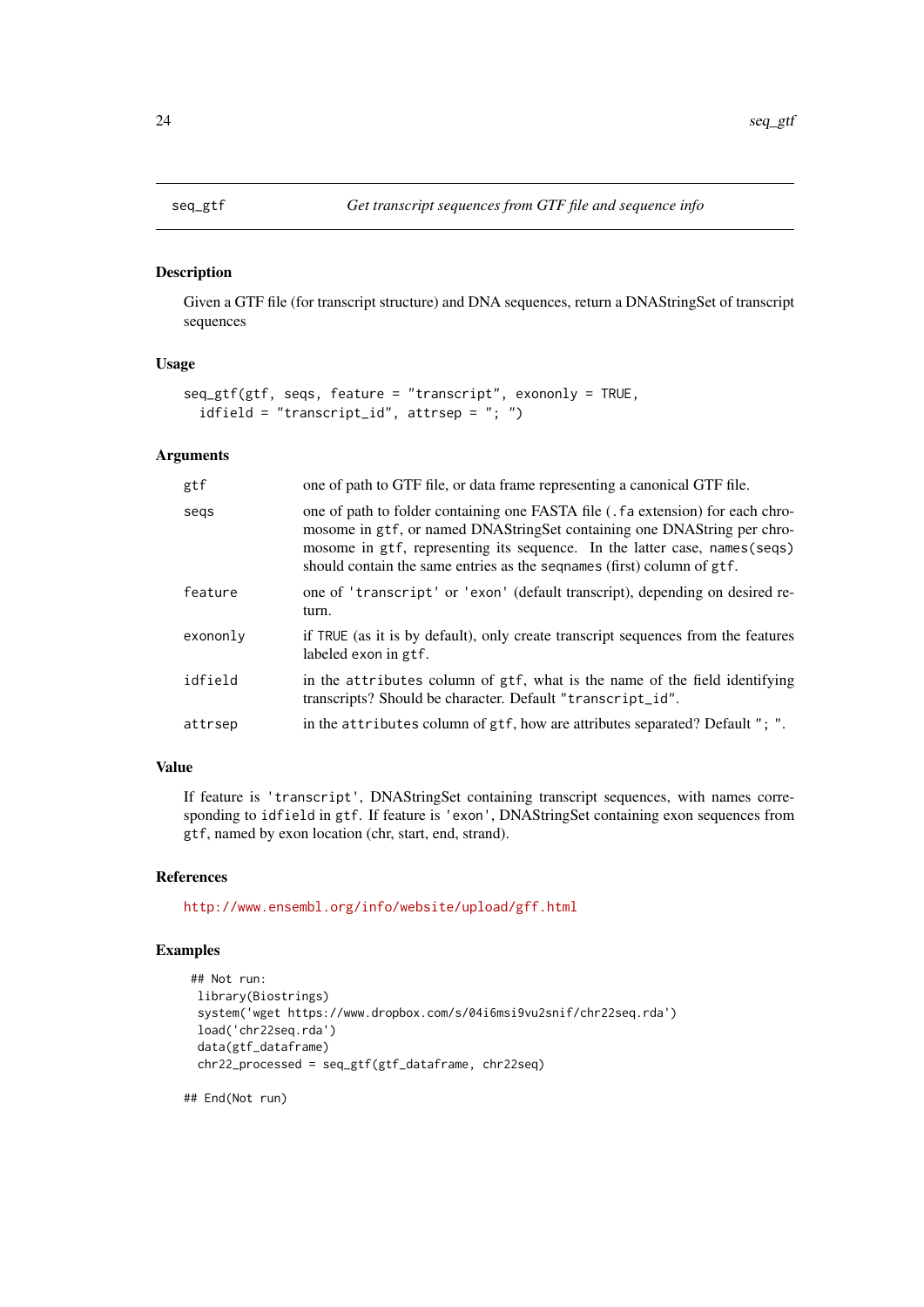## seq_gtf — *Get transcript sequences from GTF file and sequence info*

### Description

Given a GTF file (for transcript structure) and DNA sequences, return a DNAStringSet of transcript sequences

### Usage

```
seq_gtf(gtf, seqs, feature = "transcript", exononly = TRUE,
  idfield = "transcript_id", attrsep = "; ")
```

### Arguments

| | |
|---|---|
| `gtf` | one of path to GTF file, or data frame representing a canonical GTF file. |
| `seqs` | one of path to folder containing one FASTA file (`.fa` extension) for each chromosome in `gtf`, or named DNAStringSet containing one DNAString per chromosome in `gtf`, representing its sequence. In the latter case, `names(seqs)` should contain the same entries as the `seqnames` (first) column of `gtf`. |
| `feature` | one of `'transcript'` or `'exon'` (default transcript), depending on desired return. |
| `exononly` | if `TRUE` (as it is by default), only create transcript sequences from the features labeled `exon` in `gtf`. |
| `idfield` | in the `attributes` column of `gtf`, what is the name of the field identifying transcripts? Should be character. Default `"transcript_id"`. |
| `attrsep` | in the `attributes` column of `gtf`, how are attributes separated? Default `"; "`. |

### Value

If feature is `'transcript'`, DNAStringSet containing transcript sequences, with names corresponding to `idfield` in `gtf`. If feature is `'exon'`, DNAStringSet containing exon sequences from `gtf`, named by exon location (chr, start, end, strand).

### References

http://www.ensembl.org/info/website/upload/gff.html

### Examples

```
## Not run:
 library(Biostrings)
 system('wget https://www.dropbox.com/s/04i6msi9vu2snif/chr22seq.rda')
 load('chr22seq.rda')
 data(gtf_dataframe)
 chr22_processed = seq_gtf(gtf_dataframe, chr22seq)

## End(Not run)
```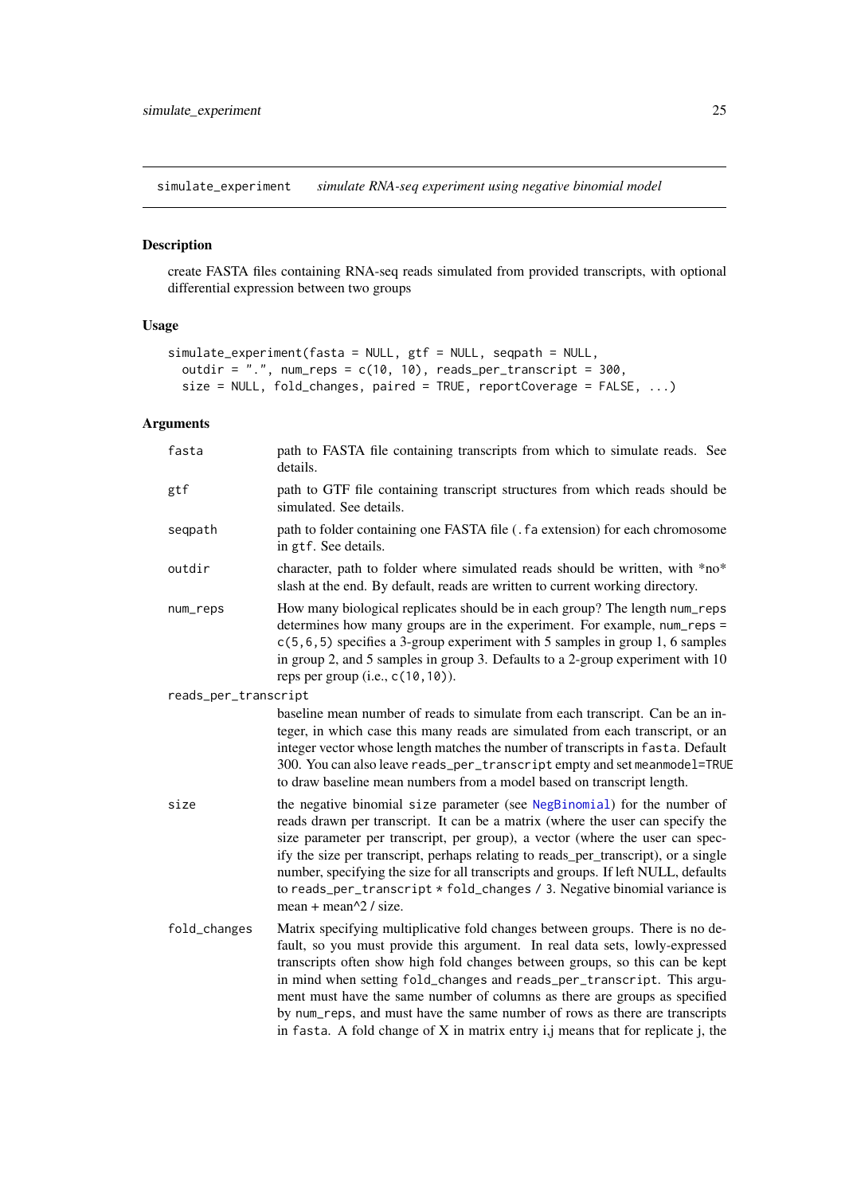`simulate_experiment` *simulate RNA-seq experiment using negative binomial model*

## Description

create FASTA files containing RNA-seq reads simulated from provided transcripts, with optional differential expression between two groups

## Usage

```
simulate_experiment(fasta = NULL, gtf = NULL, seqpath = NULL,
  outdir = ".", num_reps = c(10, 10), reads_per_transcript = 300,
  size = NULL, fold_changes, paired = TRUE, reportCoverage = FALSE, ...)
```

## Arguments

| | |
|---|---|
| `fasta` | path to FASTA file containing transcripts from which to simulate reads. See details. |
| `gtf` | path to GTF file containing transcript structures from which reads should be simulated. See details. |
| `seqpath` | path to folder containing one FASTA file (`.fa` extension) for each chromosome in `gtf`. See details. |
| `outdir` | character, path to folder where simulated reads should be written, with *no* slash at the end. By default, reads are written to current working directory. |
| `num_reps` | How many biological replicates should be in each group? The length `num_reps` determines how many groups are in the experiment. For example, `num_reps = c(5,6,5)` specifies a 3-group experiment with 5 samples in group 1, 6 samples in group 2, and 5 samples in group 3. Defaults to a 2-group experiment with 10 reps per group (i.e., `c(10,10)`). |
| `reads_per_transcript` | baseline mean number of reads to simulate from each transcript. Can be an integer, in which case this many reads are simulated from each transcript, or an integer vector whose length matches the number of transcripts in `fasta`. Default 300. You can also leave `reads_per_transcript` empty and set `meanmodel=TRUE` to draw baseline mean numbers from a model based on transcript length. |
| `size` | the negative binomial `size` parameter (see `NegBinomial`) for the number of reads drawn per transcript. It can be a matrix (where the user can specify the size parameter per transcript, per group), a vector (where the user can specify the size per transcript, perhaps relating to reads_per_transcript), or a single number, specifying the size for all transcripts and groups. If left NULL, defaults to `reads_per_transcript * fold_changes / 3`. Negative binomial variance is mean + mean^2 / size. |
| `fold_changes` | Matrix specifying multiplicative fold changes between groups. There is no default, so you must provide this argument. In real data sets, lowly-expressed transcripts often show high fold changes between groups, so this can be kept in mind when setting `fold_changes` and `reads_per_transcript`. This argument must have the same number of columns as there are groups as specified by `num_reps`, and must have the same number of rows as there are transcripts in `fasta`. A fold change of X in matrix entry i,j means that for replicate j, the |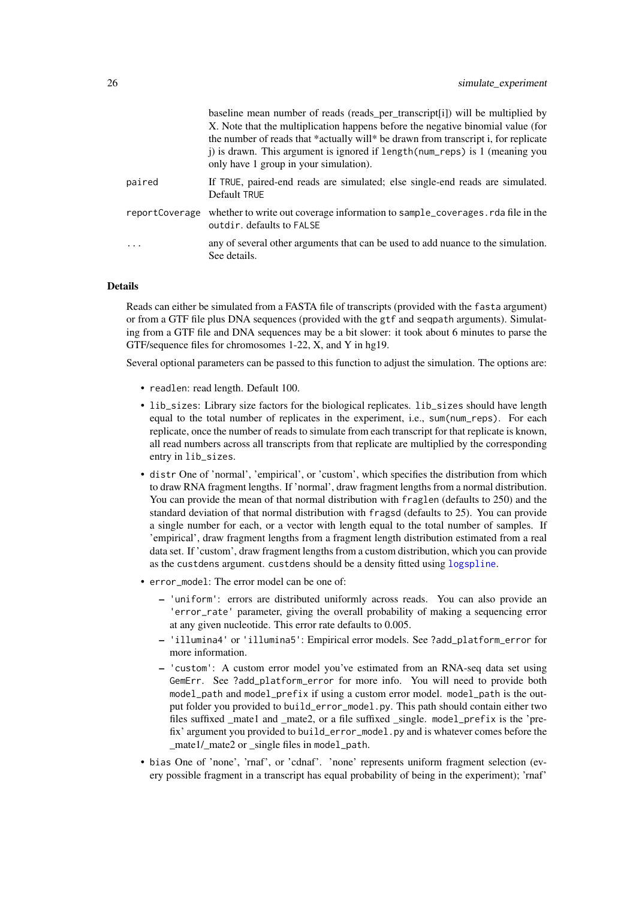baseline mean number of reads (reads_per_transcript[i]) will be multiplied by X. Note that the multiplication happens before the negative binomial value (for the number of reads that *actually will* be drawn from transcript i, for replicate j) is drawn. This argument is ignored if `length(num_reps)` is 1 (meaning you only have 1 group in your simulation).

| | |
|---|---|
| `paired` | If `TRUE`, paired-end reads are simulated; else single-end reads are simulated. Default `TRUE` |
| `reportCoverage` | whether to write out coverage information to `sample_coverages.rda` file in the `outdir`. defaults to `FALSE` |
| `...` | any of several other arguments that can be used to add nuance to the simulation. See details. |

### Details

Reads can either be simulated from a FASTA file of transcripts (provided with the `fasta` argument) or from a GTF file plus DNA sequences (provided with the `gtf` and `seqpath` arguments). Simulating from a GTF file and DNA sequences may be a bit slower: it took about 6 minutes to parse the GTF/sequence files for chromosomes 1-22, X, and Y in hg19.

Several optional parameters can be passed to this function to adjust the simulation. The options are:

- `readlen`: read length. Default 100.
- `lib_sizes`: Library size factors for the biological replicates. `lib_sizes` should have length equal to the total number of replicates in the experiment, i.e., `sum(num_reps)`. For each replicate, once the number of reads to simulate from each transcript for that replicate is known, all read numbers across all transcripts from that replicate are multiplied by the corresponding entry in `lib_sizes`.
- `distr` One of 'normal', 'empirical', or 'custom', which specifies the distribution from which to draw RNA fragment lengths. If 'normal', draw fragment lengths from a normal distribution. You can provide the mean of that normal distribution with `fraglen` (defaults to 250) and the standard deviation of that normal distribution with `fragsd` (defaults to 25). You can provide a single number for each, or a vector with length equal to the total number of samples. If 'empirical', draw fragment lengths from a fragment length distribution estimated from a real data set. If 'custom', draw fragment lengths from a custom distribution, which you can provide as the `custdens` argument. `custdens` should be a density fitted using `logspline`.
- `error_model`: The error model can be one of:
  - `'uniform'`: errors are distributed uniformly across reads. You can also provide an `'error_rate'` parameter, giving the overall probability of making a sequencing error at any given nucleotide. This error rate defaults to 0.005.
  - `'illumina4'` or `'illumina5'`: Empirical error models. See `?add_platform_error` for more information.
  - `'custom'`: A custom error model you've estimated from an RNA-seq data set using `GemErr`. See `?add_platform_error` for more info. You will need to provide both `model_path` and `model_prefix` if using a custom error model. `model_path` is the output folder you provided to `build_error_model.py`. This path should contain either two files suffixed _mate1 and _mate2, or a file suffixed _single. `model_prefix` is the 'prefix' argument you provided to `build_error_model.py` and is whatever comes before the _mate1/_mate2 or _single files in `model_path`.
- `bias` One of 'none', 'rnaf', or 'cdnaf'. 'none' represents uniform fragment selection (every possible fragment in a transcript has equal probability of being in the experiment); 'rnaf'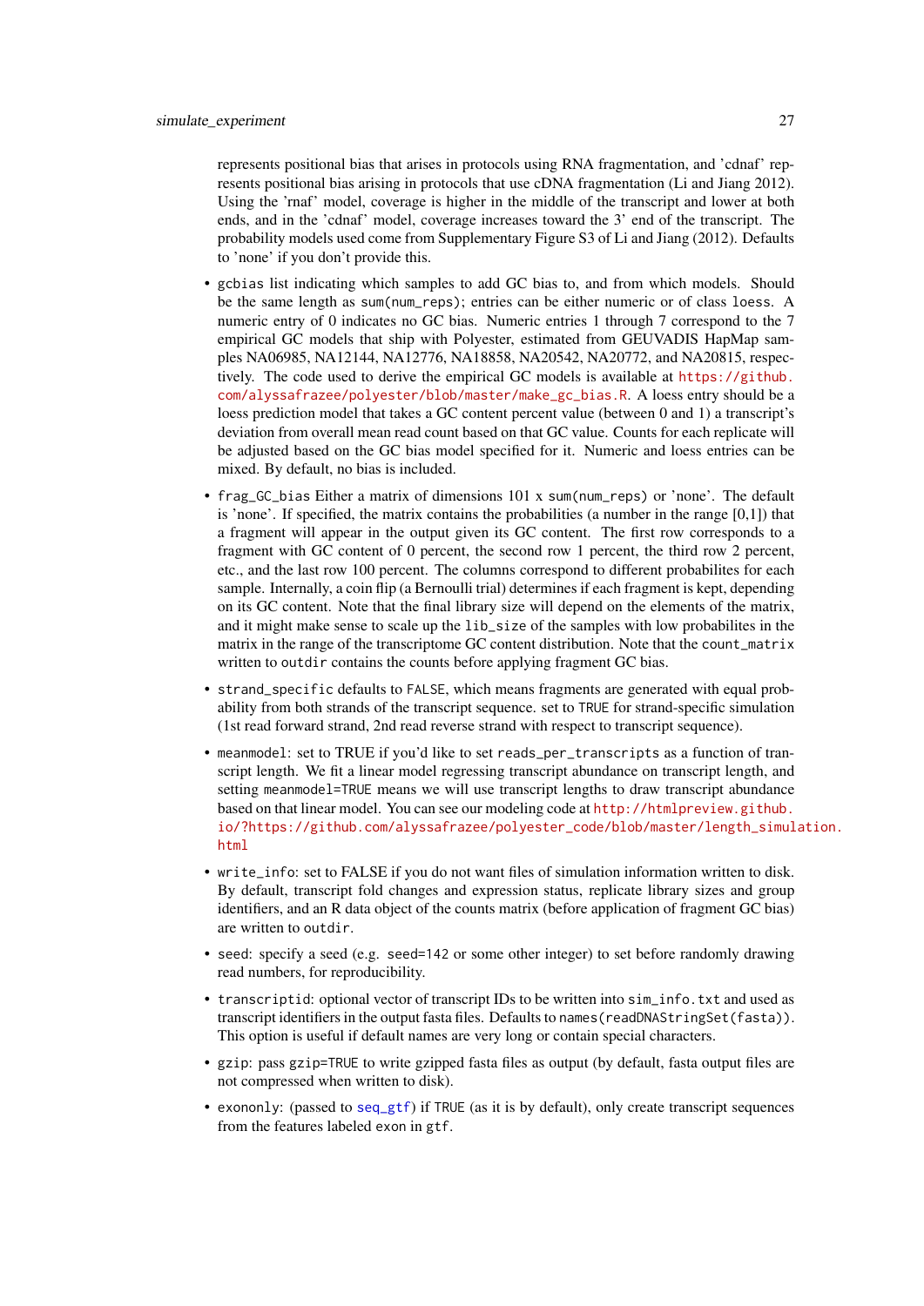represents positional bias that arises in protocols using RNA fragmentation, and 'cdnaf' represents positional bias arising in protocols that use cDNA fragmentation (Li and Jiang 2012). Using the 'rnaf' model, coverage is higher in the middle of the transcript and lower at both ends, and in the 'cdnaf' model, coverage increases toward the 3' end of the transcript. The probability models used come from Supplementary Figure S3 of Li and Jiang (2012). Defaults to 'none' if you don't provide this.

- `gcbias` list indicating which samples to add GC bias to, and from which models. Should be the same length as `sum(num_reps)`; entries can be either numeric or of class `loess`. A numeric entry of 0 indicates no GC bias. Numeric entries 1 through 7 correspond to the 7 empirical GC models that ship with Polyester, estimated from GEUVADIS HapMap samples NA06985, NA12144, NA12776, NA18858, NA20542, NA20772, and NA20815, respectively. The code used to derive the empirical GC models is available at https://github.com/alyssafrazee/polyester/blob/master/make_gc_bias.R. A loess entry should be a loess prediction model that takes a GC content percent value (between 0 and 1) a transcript's deviation from overall mean read count based on that GC value. Counts for each replicate will be adjusted based on the GC bias model specified for it. Numeric and loess entries can be mixed. By default, no bias is included.
- `frag_GC_bias` Either a matrix of dimensions 101 x `sum(num_reps)` or 'none'. The default is 'none'. If specified, the matrix contains the probabilities (a number in the range [0,1]) that a fragment will appear in the output given its GC content. The first row corresponds to a fragment with GC content of 0 percent, the second row 1 percent, the third row 2 percent, etc., and the last row 100 percent. The columns correspond to different probabilites for each sample. Internally, a coin flip (a Bernoulli trial) determines if each fragment is kept, depending on its GC content. Note that the final library size will depend on the elements of the matrix, and it might make sense to scale up the `lib_size` of the samples with low probabilites in the matrix in the range of the transcriptome GC content distribution. Note that the `count_matrix` written to `outdir` contains the counts before applying fragment GC bias.
- `strand_specific` defaults to `FALSE`, which means fragments are generated with equal probability from both strands of the transcript sequence. set to `TRUE` for strand-specific simulation (1st read forward strand, 2nd read reverse strand with respect to transcript sequence).
- `meanmodel`: set to TRUE if you'd like to set `reads_per_transcripts` as a function of transcript length. We fit a linear model regressing transcript abundance on transcript length, and setting `meanmodel=TRUE` means we will use transcript lengths to draw transcript abundance based on that linear model. You can see our modeling code at http://htmlpreview.github.io/?https://github.com/alyssafrazee/polyester_code/blob/master/length_simulation.html
- `write_info`: set to FALSE if you do not want files of simulation information written to disk. By default, transcript fold changes and expression status, replicate library sizes and group identifiers, and an R data object of the counts matrix (before application of fragment GC bias) are written to `outdir`.
- `seed`: specify a seed (e.g. `seed=142` or some other integer) to set before randomly drawing read numbers, for reproducibility.
- `transcriptid`: optional vector of transcript IDs to be written into `sim_info.txt` and used as transcript identifiers in the output fasta files. Defaults to `names(readDNAStringSet(fasta))`. This option is useful if default names are very long or contain special characters.
- `gzip`: pass `gzip=TRUE` to write gzipped fasta files as output (by default, fasta output files are not compressed when written to disk).
- `exononly`: (passed to `seq_gtf`) if `TRUE` (as it is by default), only create transcript sequences from the features labeled `exon` in `gtf`.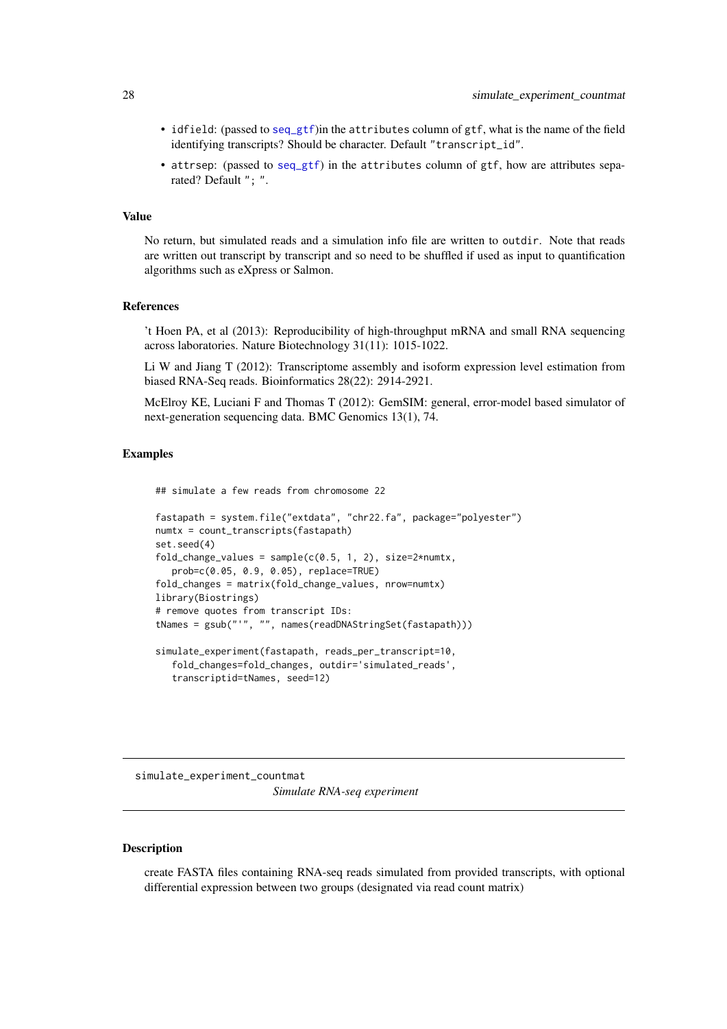- `idfield`: (passed to `seq_gtf`)in the `attributes` column of `gtf`, what is the name of the field identifying transcripts? Should be character. Default `"transcript_id"`.
- `attrsep`: (passed to `seq_gtf`) in the `attributes` column of `gtf`, how are attributes separated? Default `"; "`.

### Value

No return, but simulated reads and a simulation info file are written to `outdir`. Note that reads are written out transcript by transcript and so need to be shuffled if used as input to quantification algorithms such as eXpress or Salmon.

### References

't Hoen PA, et al (2013): Reproducibility of high-throughput mRNA and small RNA sequencing across laboratories. Nature Biotechnology 31(11): 1015-1022.

Li W and Jiang T (2012): Transcriptome assembly and isoform expression level estimation from biased RNA-Seq reads. Bioinformatics 28(22): 2914-2921.

McElroy KE, Luciani F and Thomas T (2012): GemSIM: general, error-model based simulator of next-generation sequencing data. BMC Genomics 13(1), 74.

### Examples

```
## simulate a few reads from chromosome 22

fastapath = system.file("extdata", "chr22.fa", package="polyester")
numtx = count_transcripts(fastapath)
set.seed(4)
fold_change_values = sample(c(0.5, 1, 2), size=2*numtx,
   prob=c(0.05, 0.9, 0.05), replace=TRUE)
fold_changes = matrix(fold_change_values, nrow=numtx)
library(Biostrings)
# remove quotes from transcript IDs:
tNames = gsub("'", "", names(readDNAStringSet(fastapath)))

simulate_experiment(fastapath, reads_per_transcript=10,
   fold_changes=fold_changes, outdir='simulated_reads',
   transcriptid=tNames, seed=12)
```

---

## simulate_experiment_countmat    *Simulate RNA-seq experiment*

### Description

create FASTA files containing RNA-seq reads simulated from provided transcripts, with optional differential expression between two groups (designated via read count matrix)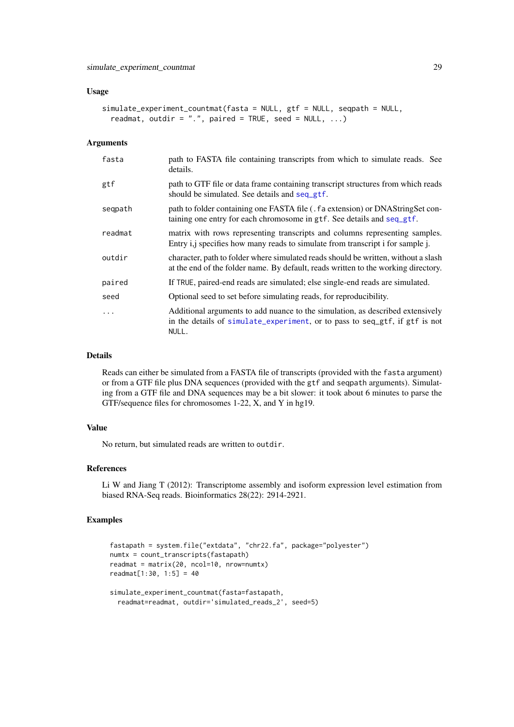### Usage

```
simulate_experiment_countmat(fasta = NULL, gtf = NULL, seqpath = NULL,
  readmat, outdir = ".", paired = TRUE, seed = NULL, ...)
```

### Arguments

| | |
|---|---|
| fasta | path to FASTA file containing transcripts from which to simulate reads. See details. |
| gtf | path to GTF file or data frame containing transcript structures from which reads should be simulated. See details and seq_gtf. |
| seqpath | path to folder containing one FASTA file (.fa extension) or DNAStringSet containing one entry for each chromosome in gtf. See details and seq_gtf. |
| readmat | matrix with rows representing transcripts and columns representing samples. Entry i,j specifies how many reads to simulate from transcript i for sample j. |
| outdir | character, path to folder where simulated reads should be written, without a slash at the end of the folder name. By default, reads written to the working directory. |
| paired | If TRUE, paired-end reads are simulated; else single-end reads are simulated. |
| seed | Optional seed to set before simulating reads, for reproducibility. |
| ... | Additional arguments to add nuance to the simulation, as described extensively in the details of simulate_experiment, or to pass to seq_gtf, if gtf is not NULL. |

### Details

Reads can either be simulated from a FASTA file of transcripts (provided with the fasta argument) or from a GTF file plus DNA sequences (provided with the gtf and seqpath arguments). Simulating from a GTF file and DNA sequences may be a bit slower: it took about 6 minutes to parse the GTF/sequence files for chromosomes 1-22, X, and Y in hg19.

### Value

No return, but simulated reads are written to outdir.

### References

Li W and Jiang T (2012): Transcriptome assembly and isoform expression level estimation from biased RNA-Seq reads. Bioinformatics 28(22): 2914-2921.

### Examples

```
fastapath = system.file("extdata", "chr22.fa", package="polyester")
numtx = count_transcripts(fastapath)
readmat = matrix(20, ncol=10, nrow=numtx)
readmat[1:30, 1:5] = 40

simulate_experiment_countmat(fasta=fastapath,
  readmat=readmat, outdir='simulated_reads_2', seed=5)
```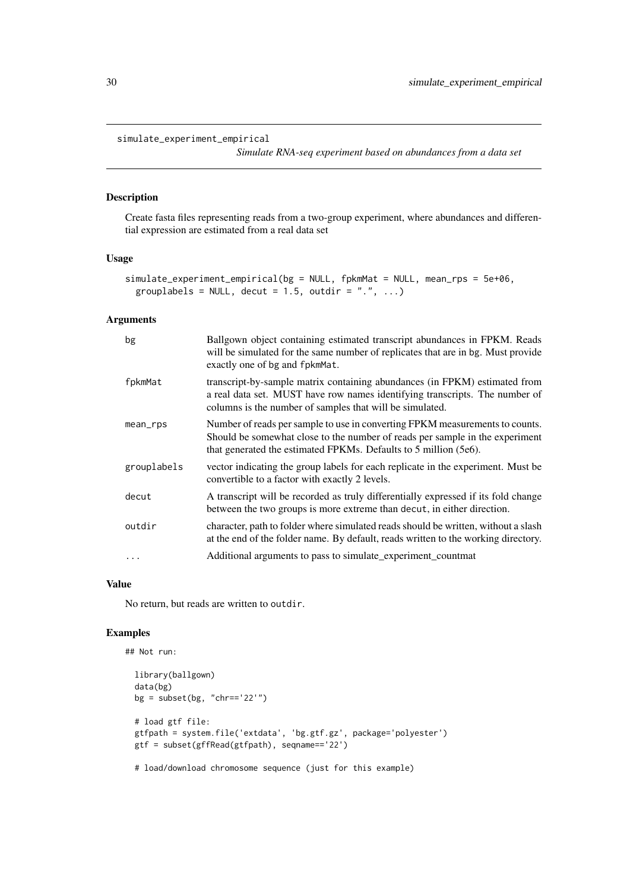`simulate_experiment_empirical`

*Simulate RNA-seq experiment based on abundances from a data set*

## Description

Create fasta files representing reads from a two-group experiment, where abundances and differential expression are estimated from a real data set

## Usage

```
simulate_experiment_empirical(bg = NULL, fpkmMat = NULL, mean_rps = 5e+06,
  grouplabels = NULL, decut = 1.5, outdir = ".", ...)
```

## Arguments

| | |
|---|---|
| `bg` | Ballgown object containing estimated transcript abundances in FPKM. Reads will be simulated for the same number of replicates that are in `bg`. Must provide exactly one of `bg` and `fpkmMat`. |
| `fpkmMat` | transcript-by-sample matrix containing abundances (in FPKM) estimated from a real data set. MUST have row names identifying transcripts. The number of columns is the number of samples that will be simulated. |
| `mean_rps` | Number of reads per sample to use in converting FPKM measurements to counts. Should be somewhat close to the number of reads per sample in the experiment that generated the estimated FPKMs. Defaults to 5 million (5e6). |
| `grouplabels` | vector indicating the group labels for each replicate in the experiment. Must be convertible to a factor with exactly 2 levels. |
| `decut` | A transcript will be recorded as truly differentially expressed if its fold change between the two groups is more extreme than `decut`, in either direction. |
| `outdir` | character, path to folder where simulated reads should be written, without a slash at the end of the folder name. By default, reads written to the working directory. |
| `...` | Additional arguments to pass to simulate_experiment_countmat |

## Value

No return, but reads are written to `outdir`.

## Examples

```
## Not run:

  library(ballgown)
  data(bg)
  bg = subset(bg, "chr=='22'")

  # load gtf file:
  gtfpath = system.file('extdata', 'bg.gtf.gz', package='polyester')
  gtf = subset(gffRead(gtfpath), seqname=='22')

  # load/download chromosome sequence (just for this example)
```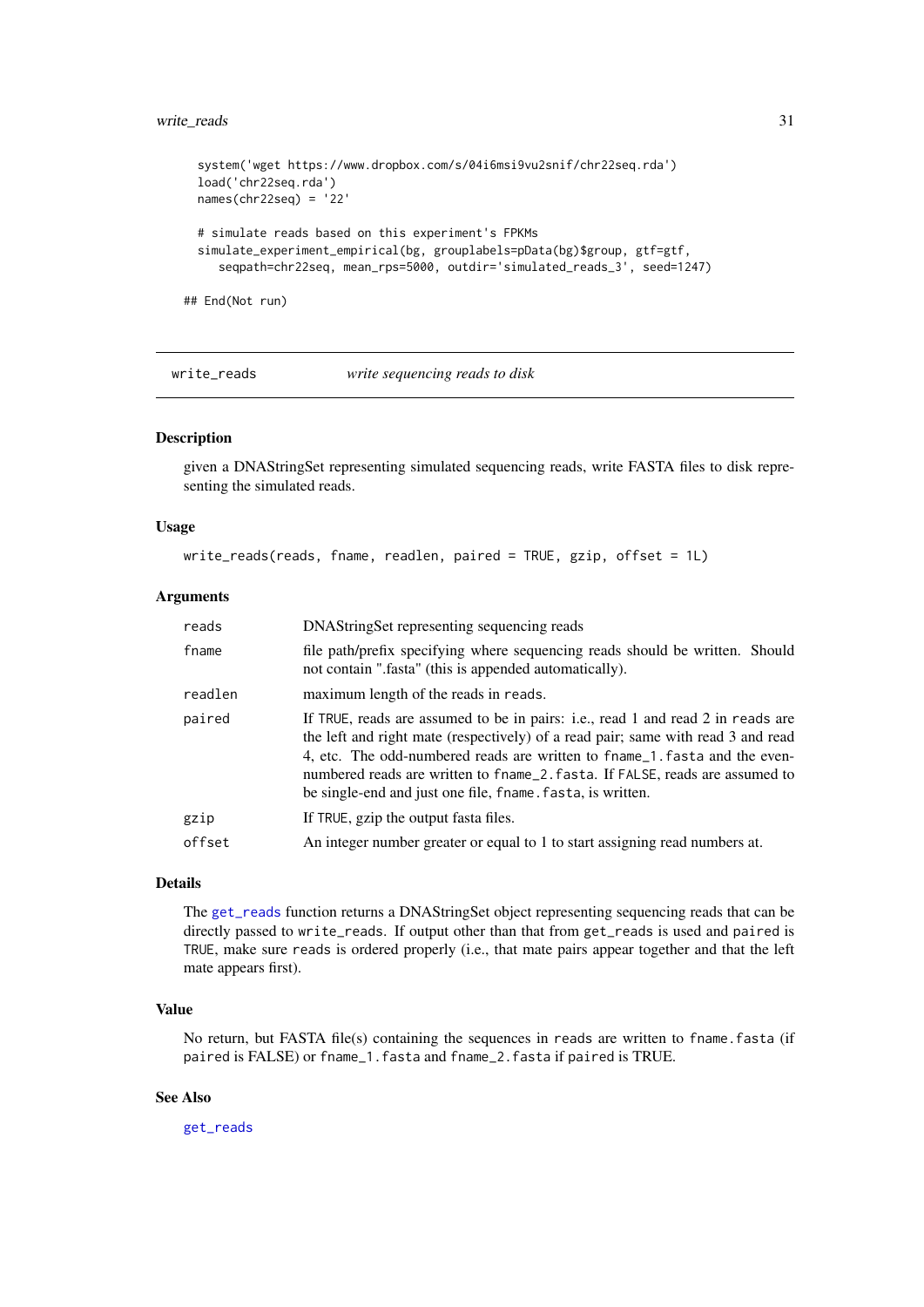```
  system('wget https://www.dropbox.com/s/04i6msi9vu2snif/chr22seq.rda')
  load('chr22seq.rda')
  names(chr22seq) = '22'

  # simulate reads based on this experiment's FPKMs
  simulate_experiment_empirical(bg, grouplabels=pData(bg)$group, gtf=gtf,
     seqpath=chr22seq, mean_rps=5000, outdir='simulated_reads_3', seed=1247)

## End(Not run)
```

---

## write_reads — *write sequencing reads to disk*

### Description

given a DNAStringSet representing simulated sequencing reads, write FASTA files to disk representing the simulated reads.

### Usage

```
write_reads(reads, fname, readlen, paired = TRUE, gzip, offset = 1L)
```

### Arguments

| | |
|---|---|
| `reads` | DNAStringSet representing sequencing reads |
| `fname` | file path/prefix specifying where sequencing reads should be written. Should not contain ".fasta" (this is appended automatically). |
| `readlen` | maximum length of the reads in `reads`. |
| `paired` | If `TRUE`, reads are assumed to be in pairs: i.e., read 1 and read 2 in `reads` are the left and right mate (respectively) of a read pair; same with read 3 and read 4, etc. The odd-numbered reads are written to `fname_1.fasta` and the even-numbered reads are written to `fname_2.fasta`. If `FALSE`, reads are assumed to be single-end and just one file, `fname.fasta`, is written. |
| `gzip` | If `TRUE`, gzip the output fasta files. |
| `offset` | An integer number greater or equal to 1 to start assigning read numbers at. |

### Details

The `get_reads` function returns a DNAStringSet object representing sequencing reads that can be directly passed to `write_reads`. If output other than that from `get_reads` is used and `paired` is `TRUE`, make sure `reads` is ordered properly (i.e., that mate pairs appear together and that the left mate appears first).

### Value

No return, but FASTA file(s) containing the sequences in `reads` are written to `fname.fasta` (if `paired` is FALSE) or `fname_1.fasta` and `fname_2.fasta` if `paired` is TRUE.

### See Also

`get_reads`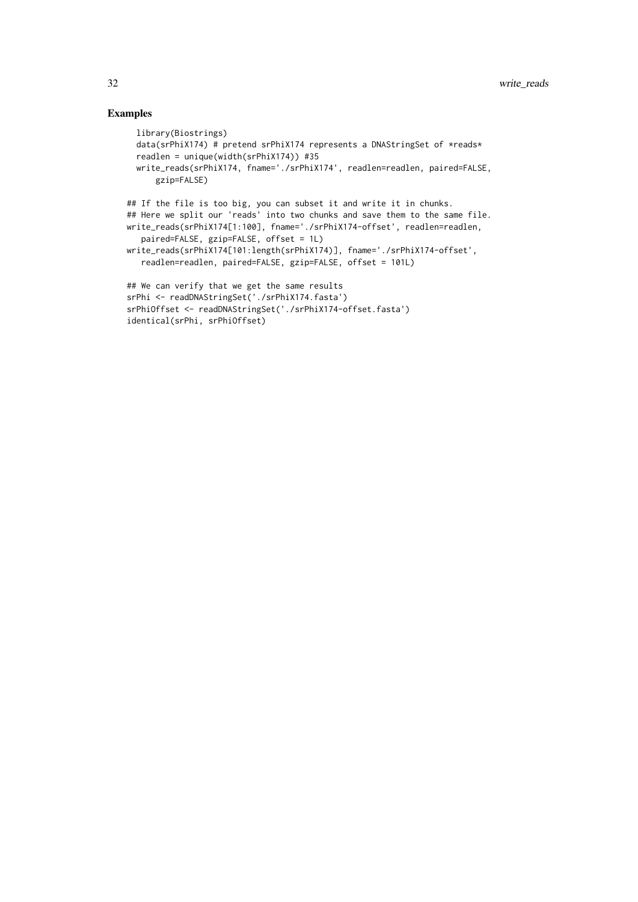# Examples

```
  library(Biostrings)
  data(srPhiX174) # pretend srPhiX174 represents a DNAStringSet of *reads*
  readlen = unique(width(srPhiX174)) #35
  write_reads(srPhiX174, fname='./srPhiX174', readlen=readlen, paired=FALSE,
      gzip=FALSE)

## If the file is too big, you can subset it and write it in chunks.
## Here we split our 'reads' into two chunks and save them to the same file.
write_reads(srPhiX174[1:100], fname='./srPhiX174-offset', readlen=readlen,
   paired=FALSE, gzip=FALSE, offset = 1L)
write_reads(srPhiX174[101:length(srPhiX174)], fname='./srPhiX174-offset',
   readlen=readlen, paired=FALSE, gzip=FALSE, offset = 101L)

## We can verify that we get the same results
srPhi <- readDNAStringSet('./srPhiX174.fasta')
srPhiOffset <- readDNAStringSet('./srPhiX174-offset.fasta')
identical(srPhi, srPhiOffset)
```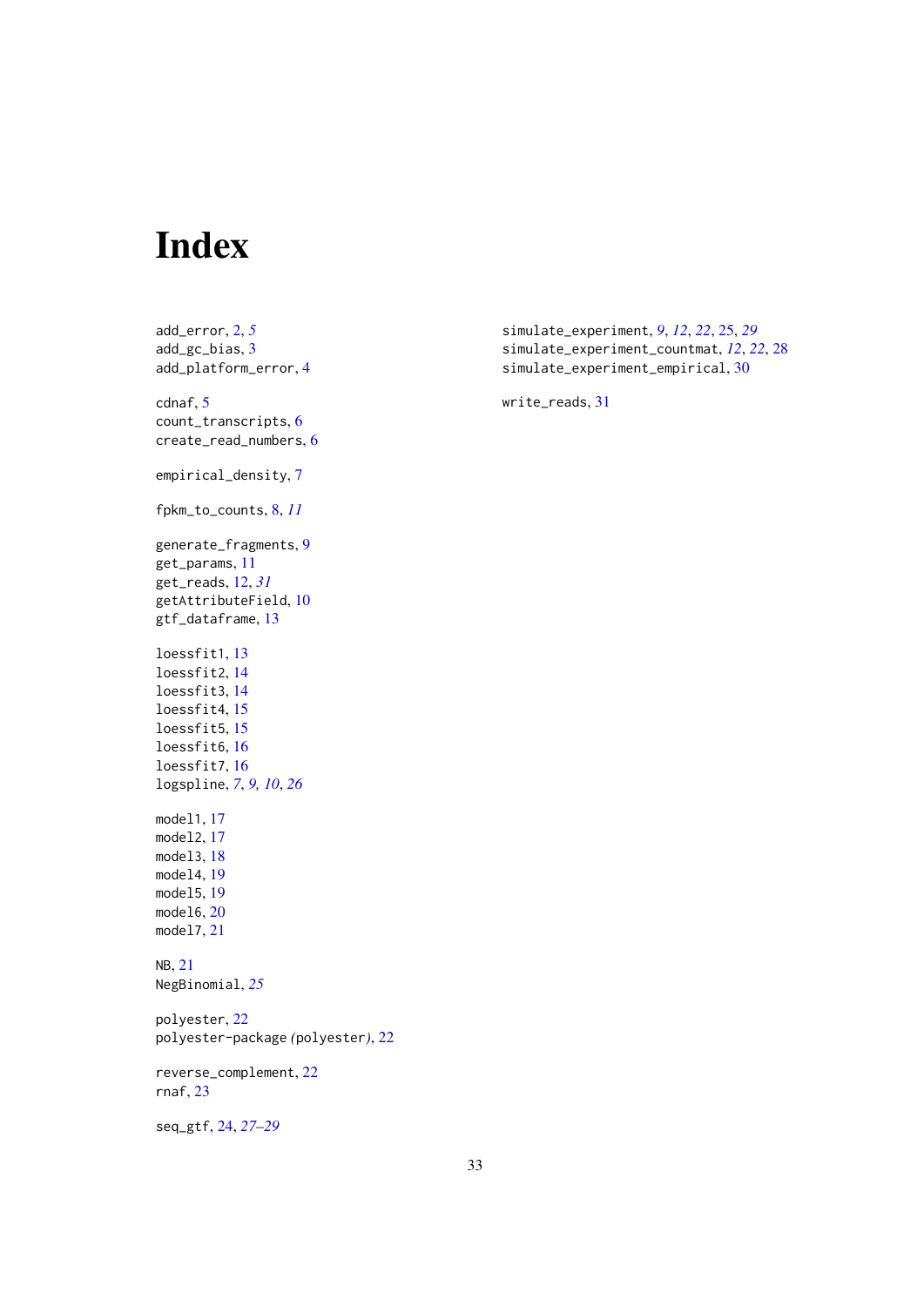# Index

add_error, 2, *5*
add_gc_bias, 3
add_platform_error, 4

cdnaf, 5
count_transcripts, 6
create_read_numbers, 6

empirical_density, 7

fpkm_to_counts, 8, *11*

generate_fragments, 9
get_params, 11
get_reads, 12, *31*
getAttributeField, 10
gtf_dataframe, 13

loessfit1, 13
loessfit2, 14
loessfit3, 14
loessfit4, 15
loessfit5, 15
loessfit6, 16
loessfit7, 16
logspline, *7*, *9*, *10*, *26*

model1, 17
model2, 17
model3, 18
model4, 19
model5, 19
model6, 20
model7, 21

NB, 21
NegBinomial, *25*

polyester, 22
polyester-package (polyester), 22

reverse_complement, 22
rnaf, 23

seq_gtf, 24, *27–29*
simulate_experiment, *9*, *12*, *22*, 25, *29*
simulate_experiment_countmat, *12*, *22*, 28
simulate_experiment_empirical, 30

write_reads, 31